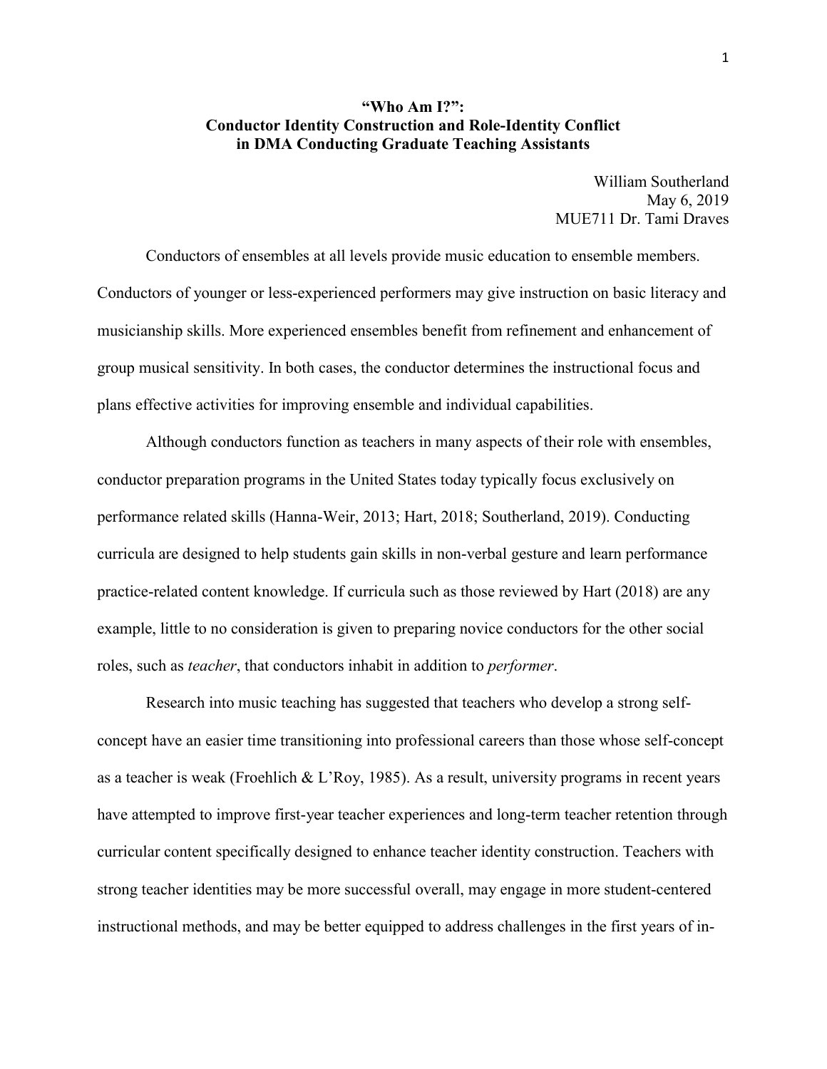# "Who Am I?": Conductor Identity Construction and Role-Identity Conflict in DMA Conducting Graduate Teaching Assistants

William Southerland
May 6, 2019
MUE711 Dr. Tami Draves

Conductors of ensembles at all levels provide music education to ensemble members. Conductors of younger or less-experienced performers may give instruction on basic literacy and musicianship skills. More experienced ensembles benefit from refinement and enhancement of group musical sensitivity. In both cases, the conductor determines the instructional focus and plans effective activities for improving ensemble and individual capabilities.

Although conductors function as teachers in many aspects of their role with ensembles, conductor preparation programs in the United States today typically focus exclusively on performance related skills (Hanna-Weir, 2013; Hart, 2018; Southerland, 2019). Conducting curricula are designed to help students gain skills in non-verbal gesture and learn performance practice-related content knowledge. If curricula such as those reviewed by Hart (2018) are any example, little to no consideration is given to preparing novice conductors for the other social roles, such as *teacher*, that conductors inhabit in addition to *performer*.

Research into music teaching has suggested that teachers who develop a strong self-concept have an easier time transitioning into professional careers than those whose self-concept as a teacher is weak (Froehlich & L'Roy, 1985). As a result, university programs in recent years have attempted to improve first-year teacher experiences and long-term teacher retention through curricular content specifically designed to enhance teacher identity construction. Teachers with strong teacher identities may be more successful overall, may engage in more student-centered instructional methods, and may be better equipped to address challenges in the first years of in-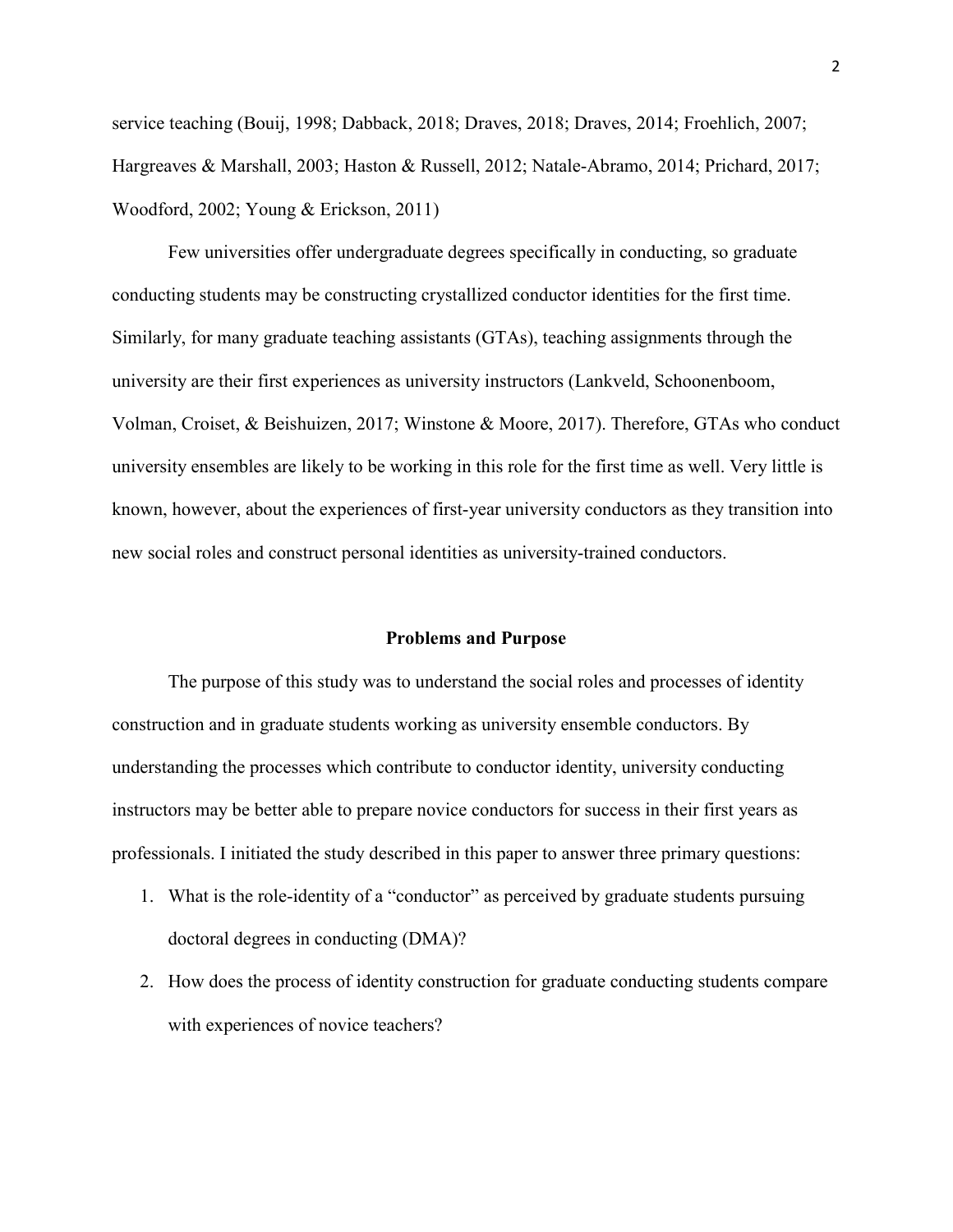service teaching (Bouij, 1998; Dabback, 2018; Draves, 2018; Draves, 2014; Froehlich, 2007; Hargreaves & Marshall, 2003; Haston & Russell, 2012; Natale-Abramo, 2014; Prichard, 2017; Woodford, 2002; Young & Erickson, 2011)

Few universities offer undergraduate degrees specifically in conducting, so graduate conducting students may be constructing crystallized conductor identities for the first time. Similarly, for many graduate teaching assistants (GTAs), teaching assignments through the university are their first experiences as university instructors (Lankveld, Schoonenboom, Volman, Croiset, & Beishuizen, 2017; Winstone & Moore, 2017). Therefore, GTAs who conduct university ensembles are likely to be working in this role for the first time as well. Very little is known, however, about the experiences of first-year university conductors as they transition into new social roles and construct personal identities as university-trained conductors.

## Problems and Purpose

The purpose of this study was to understand the social roles and processes of identity construction and in graduate students working as university ensemble conductors. By understanding the processes which contribute to conductor identity, university conducting instructors may be better able to prepare novice conductors for success in their first years as professionals. I initiated the study described in this paper to answer three primary questions:

1. What is the role-identity of a “conductor” as perceived by graduate students pursuing doctoral degrees in conducting (DMA)?
2. How does the process of identity construction for graduate conducting students compare with experiences of novice teachers?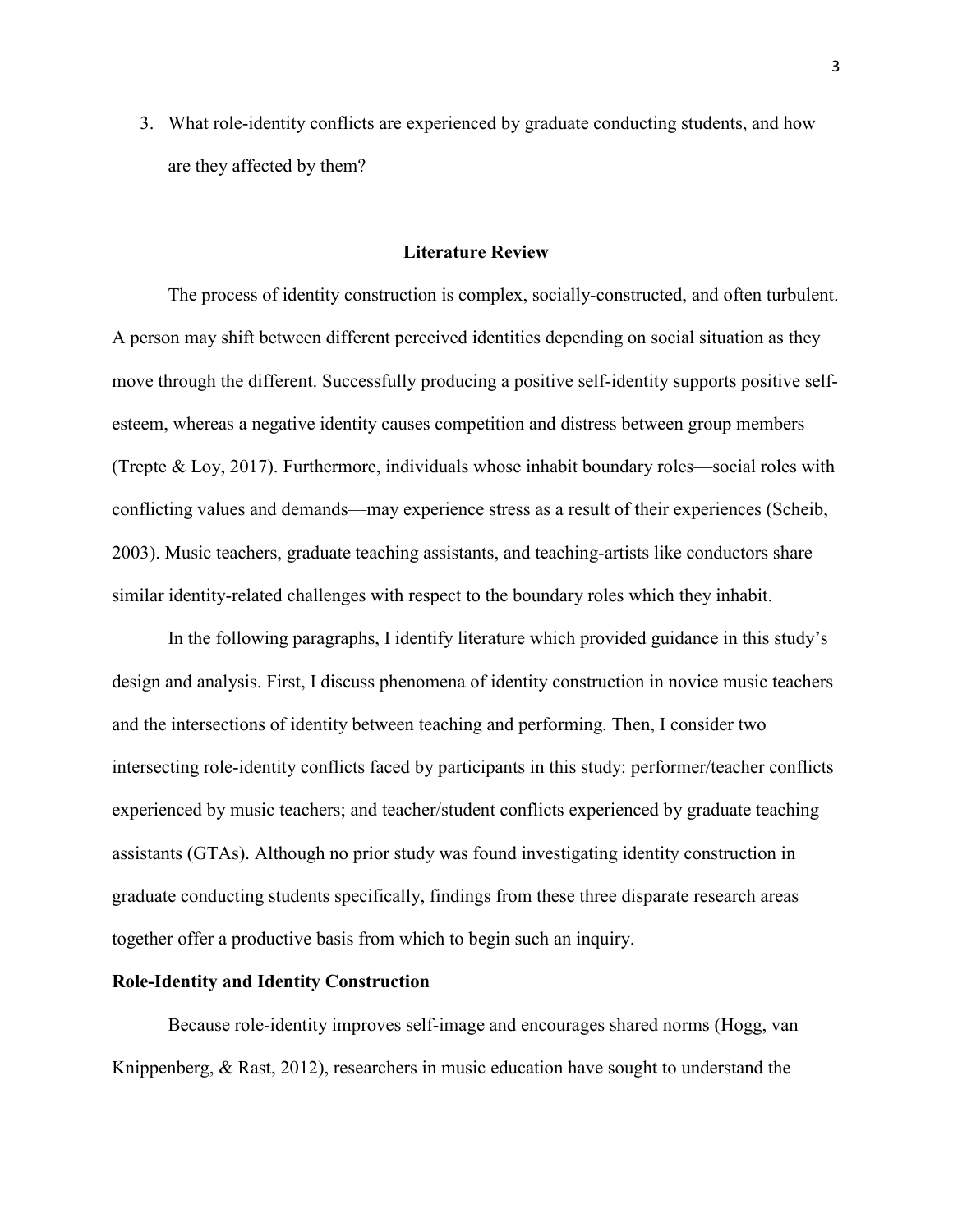3. What role-identity conflicts are experienced by graduate conducting students, and how are they affected by them?

## Literature Review

The process of identity construction is complex, socially-constructed, and often turbulent. A person may shift between different perceived identities depending on social situation as they move through the different. Successfully producing a positive self-identity supports positive self-esteem, whereas a negative identity causes competition and distress between group members (Trepte & Loy, 2017). Furthermore, individuals whose inhabit boundary roles—social roles with conflicting values and demands—may experience stress as a result of their experiences (Scheib, 2003). Music teachers, graduate teaching assistants, and teaching-artists like conductors share similar identity-related challenges with respect to the boundary roles which they inhabit.

In the following paragraphs, I identify literature which provided guidance in this study's design and analysis. First, I discuss phenomena of identity construction in novice music teachers and the intersections of identity between teaching and performing. Then, I consider two intersecting role-identity conflicts faced by participants in this study: performer/teacher conflicts experienced by music teachers; and teacher/student conflicts experienced by graduate teaching assistants (GTAs). Although no prior study was found investigating identity construction in graduate conducting students specifically, findings from these three disparate research areas together offer a productive basis from which to begin such an inquiry.

### Role-Identity and Identity Construction

Because role-identity improves self-image and encourages shared norms (Hogg, van Knippenberg, & Rast, 2012), researchers in music education have sought to understand the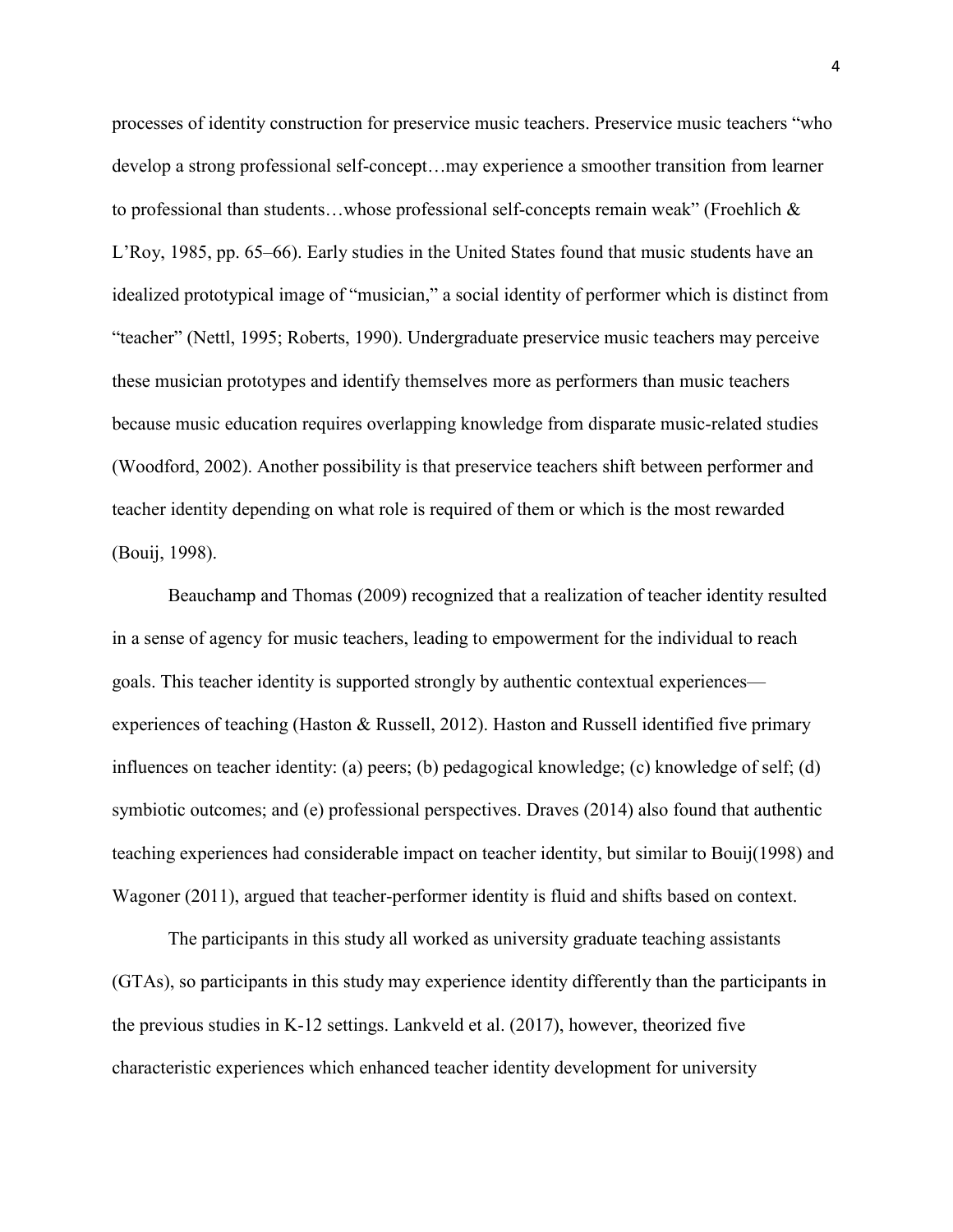processes of identity construction for preservice music teachers. Preservice music teachers "who develop a strong professional self-concept…may experience a smoother transition from learner to professional than students…whose professional self-concepts remain weak" (Froehlich & L'Roy, 1985, pp. 65–66). Early studies in the United States found that music students have an idealized prototypical image of "musician," a social identity of performer which is distinct from "teacher" (Nettl, 1995; Roberts, 1990). Undergraduate preservice music teachers may perceive these musician prototypes and identify themselves more as performers than music teachers because music education requires overlapping knowledge from disparate music-related studies (Woodford, 2002). Another possibility is that preservice teachers shift between performer and teacher identity depending on what role is required of them or which is the most rewarded (Bouij, 1998).

Beauchamp and Thomas (2009) recognized that a realization of teacher identity resulted in a sense of agency for music teachers, leading to empowerment for the individual to reach goals. This teacher identity is supported strongly by authentic contextual experiences—experiences of teaching (Haston & Russell, 2012). Haston and Russell identified five primary influences on teacher identity: (a) peers; (b) pedagogical knowledge; (c) knowledge of self; (d) symbiotic outcomes; and (e) professional perspectives. Draves (2014) also found that authentic teaching experiences had considerable impact on teacher identity, but similar to Bouij(1998) and Wagoner (2011), argued that teacher-performer identity is fluid and shifts based on context.

The participants in this study all worked as university graduate teaching assistants (GTAs), so participants in this study may experience identity differently than the participants in the previous studies in K-12 settings. Lankveld et al. (2017), however, theorized five characteristic experiences which enhanced teacher identity development for university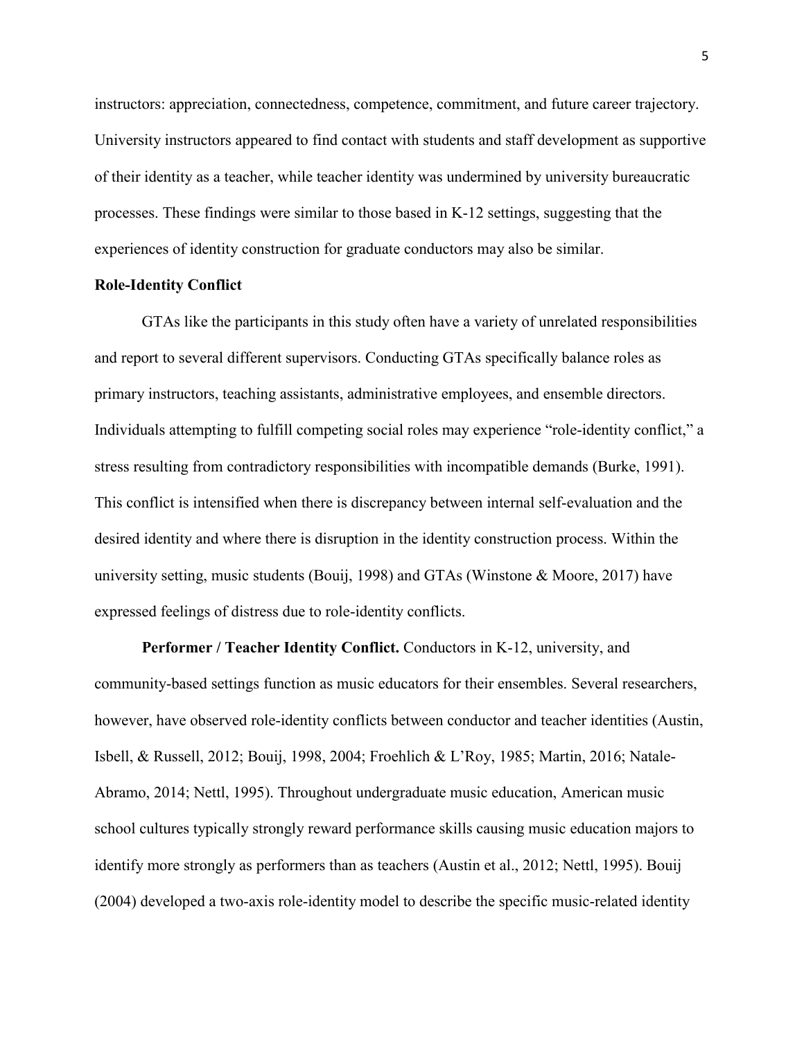instructors: appreciation, connectedness, competence, commitment, and future career trajectory. University instructors appeared to find contact with students and staff development as supportive of their identity as a teacher, while teacher identity was undermined by university bureaucratic processes. These findings were similar to those based in K-12 settings, suggesting that the experiences of identity construction for graduate conductors may also be similar.

### Role-Identity Conflict

GTAs like the participants in this study often have a variety of unrelated responsibilities and report to several different supervisors. Conducting GTAs specifically balance roles as primary instructors, teaching assistants, administrative employees, and ensemble directors. Individuals attempting to fulfill competing social roles may experience "role-identity conflict," a stress resulting from contradictory responsibilities with incompatible demands (Burke, 1991). This conflict is intensified when there is discrepancy between internal self-evaluation and the desired identity and where there is disruption in the identity construction process. Within the university setting, music students (Bouij, 1998) and GTAs (Winstone & Moore, 2017) have expressed feelings of distress due to role-identity conflicts.

**Performer / Teacher Identity Conflict.** Conductors in K-12, university, and community-based settings function as music educators for their ensembles. Several researchers, however, have observed role-identity conflicts between conductor and teacher identities (Austin, Isbell, & Russell, 2012; Bouij, 1998, 2004; Froehlich & L'Roy, 1985; Martin, 2016; Natale-Abramo, 2014; Nettl, 1995). Throughout undergraduate music education, American music school cultures typically strongly reward performance skills causing music education majors to identify more strongly as performers than as teachers (Austin et al., 2012; Nettl, 1995). Bouij (2004) developed a two-axis role-identity model to describe the specific music-related identity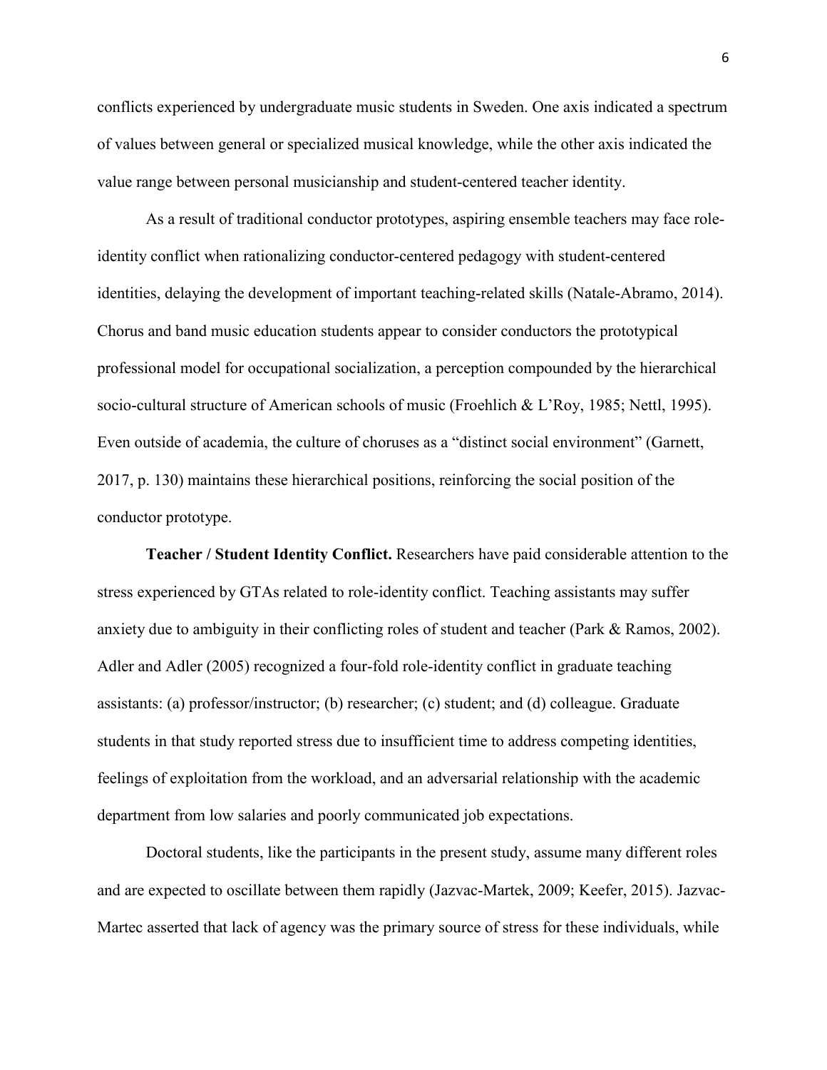conflicts experienced by undergraduate music students in Sweden. One axis indicated a spectrum of values between general or specialized musical knowledge, while the other axis indicated the value range between personal musicianship and student-centered teacher identity.

As a result of traditional conductor prototypes, aspiring ensemble teachers may face role-identity conflict when rationalizing conductor-centered pedagogy with student-centered identities, delaying the development of important teaching-related skills (Natale-Abramo, 2014). Chorus and band music education students appear to consider conductors the prototypical professional model for occupational socialization, a perception compounded by the hierarchical socio-cultural structure of American schools of music (Froehlich & L'Roy, 1985; Nettl, 1995). Even outside of academia, the culture of choruses as a "distinct social environment" (Garnett, 2017, p. 130) maintains these hierarchical positions, reinforcing the social position of the conductor prototype.

**Teacher / Student Identity Conflict.** Researchers have paid considerable attention to the stress experienced by GTAs related to role-identity conflict. Teaching assistants may suffer anxiety due to ambiguity in their conflicting roles of student and teacher (Park & Ramos, 2002). Adler and Adler (2005) recognized a four-fold role-identity conflict in graduate teaching assistants: (a) professor/instructor; (b) researcher; (c) student; and (d) colleague. Graduate students in that study reported stress due to insufficient time to address competing identities, feelings of exploitation from the workload, and an adversarial relationship with the academic department from low salaries and poorly communicated job expectations.

Doctoral students, like the participants in the present study, assume many different roles and are expected to oscillate between them rapidly (Jazvac-Martek, 2009; Keefer, 2015). Jazvac-Martec asserted that lack of agency was the primary source of stress for these individuals, while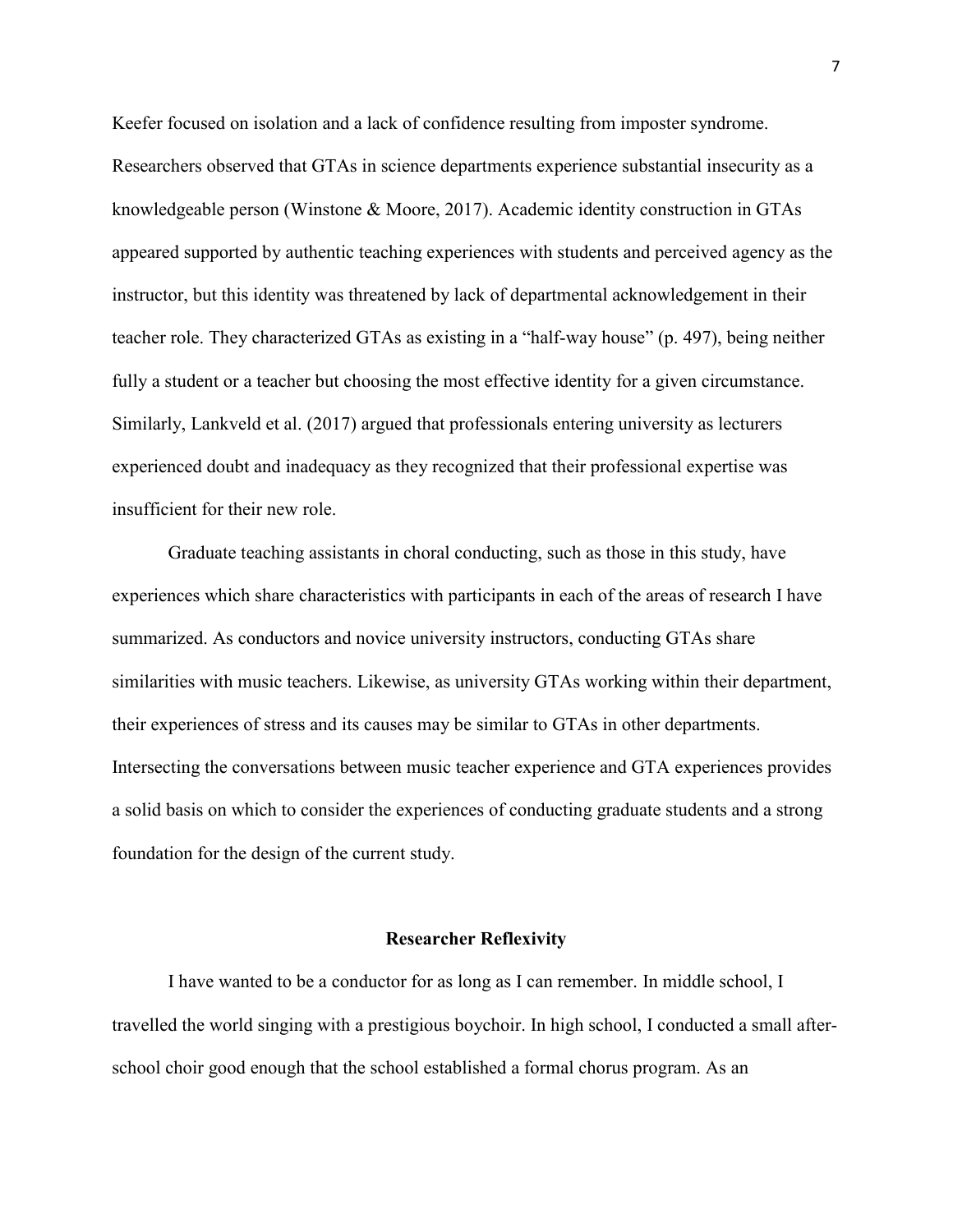Keefer focused on isolation and a lack of confidence resulting from imposter syndrome. Researchers observed that GTAs in science departments experience substantial insecurity as a knowledgeable person (Winstone & Moore, 2017). Academic identity construction in GTAs appeared supported by authentic teaching experiences with students and perceived agency as the instructor, but this identity was threatened by lack of departmental acknowledgement in their teacher role. They characterized GTAs as existing in a "half-way house" (p. 497), being neither fully a student or a teacher but choosing the most effective identity for a given circumstance. Similarly, Lankveld et al. (2017) argued that professionals entering university as lecturers experienced doubt and inadequacy as they recognized that their professional expertise was insufficient for their new role.

Graduate teaching assistants in choral conducting, such as those in this study, have experiences which share characteristics with participants in each of the areas of research I have summarized. As conductors and novice university instructors, conducting GTAs share similarities with music teachers. Likewise, as university GTAs working within their department, their experiences of stress and its causes may be similar to GTAs in other departments. Intersecting the conversations between music teacher experience and GTA experiences provides a solid basis on which to consider the experiences of conducting graduate students and a strong foundation for the design of the current study.

## Researcher Reflexivity

I have wanted to be a conductor for as long as I can remember. In middle school, I travelled the world singing with a prestigious boychoir. In high school, I conducted a small after-school choir good enough that the school established a formal chorus program. As an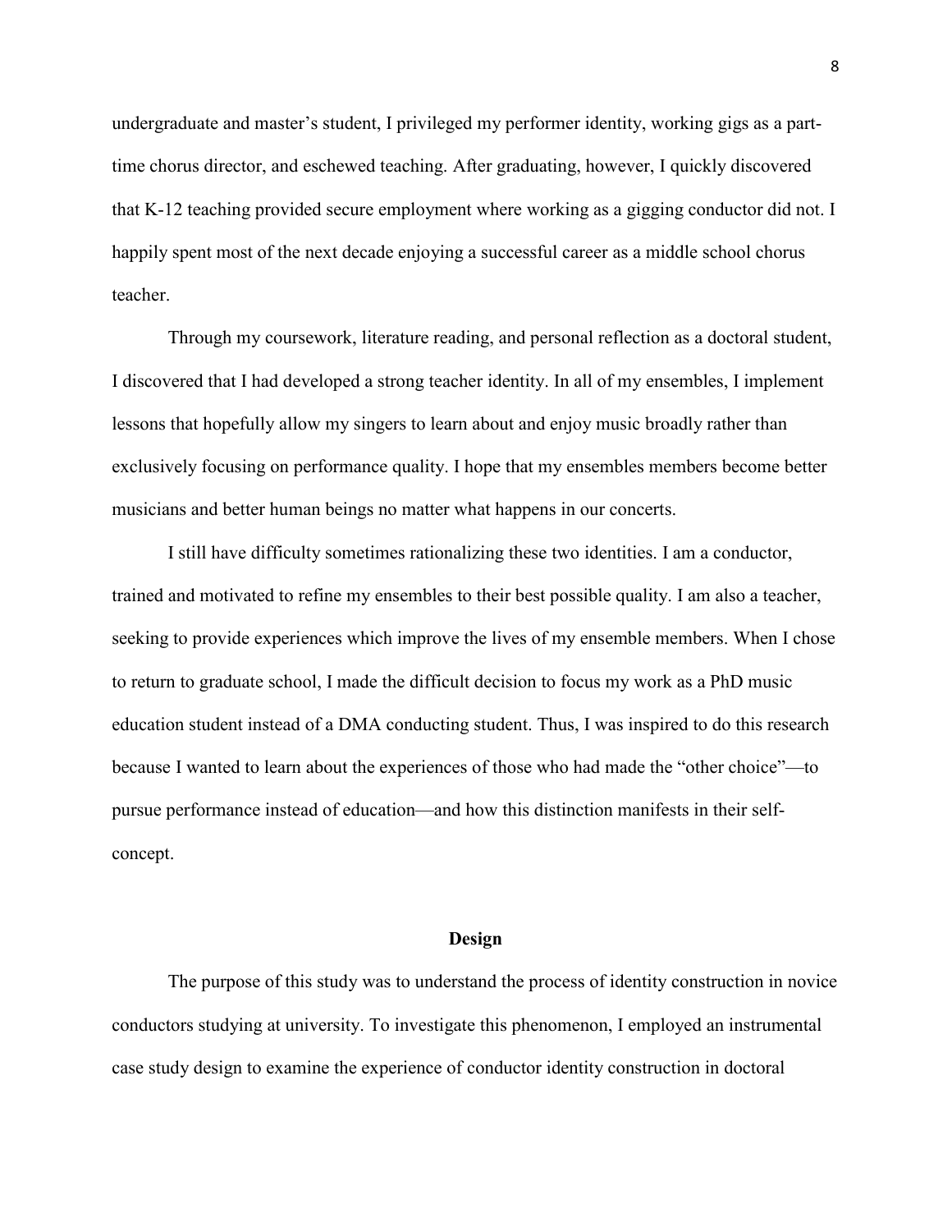undergraduate and master's student, I privileged my performer identity, working gigs as a part-time chorus director, and eschewed teaching. After graduating, however, I quickly discovered that K-12 teaching provided secure employment where working as a gigging conductor did not. I happily spent most of the next decade enjoying a successful career as a middle school chorus teacher.

Through my coursework, literature reading, and personal reflection as a doctoral student, I discovered that I had developed a strong teacher identity. In all of my ensembles, I implement lessons that hopefully allow my singers to learn about and enjoy music broadly rather than exclusively focusing on performance quality. I hope that my ensembles members become better musicians and better human beings no matter what happens in our concerts.

I still have difficulty sometimes rationalizing these two identities. I am a conductor, trained and motivated to refine my ensembles to their best possible quality. I am also a teacher, seeking to provide experiences which improve the lives of my ensemble members. When I chose to return to graduate school, I made the difficult decision to focus my work as a PhD music education student instead of a DMA conducting student. Thus, I was inspired to do this research because I wanted to learn about the experiences of those who had made the "other choice"—to pursue performance instead of education—and how this distinction manifests in their self-concept.

## Design

The purpose of this study was to understand the process of identity construction in novice conductors studying at university. To investigate this phenomenon, I employed an instrumental case study design to examine the experience of conductor identity construction in doctoral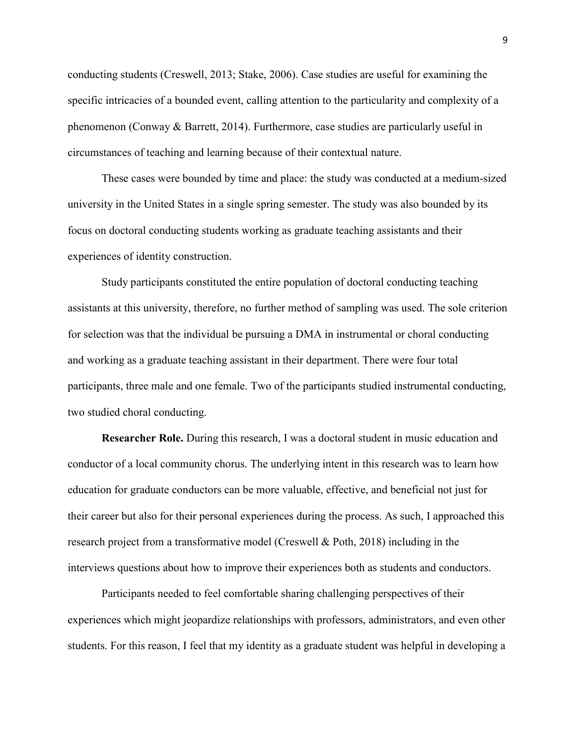conducting students (Creswell, 2013; Stake, 2006). Case studies are useful for examining the specific intricacies of a bounded event, calling attention to the particularity and complexity of a phenomenon (Conway & Barrett, 2014). Furthermore, case studies are particularly useful in circumstances of teaching and learning because of their contextual nature.

These cases were bounded by time and place: the study was conducted at a medium-sized university in the United States in a single spring semester. The study was also bounded by its focus on doctoral conducting students working as graduate teaching assistants and their experiences of identity construction.

Study participants constituted the entire population of doctoral conducting teaching assistants at this university, therefore, no further method of sampling was used. The sole criterion for selection was that the individual be pursuing a DMA in instrumental or choral conducting and working as a graduate teaching assistant in their department. There were four total participants, three male and one female. Two of the participants studied instrumental conducting, two studied choral conducting.

**Researcher Role.** During this research, I was a doctoral student in music education and conductor of a local community chorus. The underlying intent in this research was to learn how education for graduate conductors can be more valuable, effective, and beneficial not just for their career but also for their personal experiences during the process. As such, I approached this research project from a transformative model (Creswell & Poth, 2018) including in the interviews questions about how to improve their experiences both as students and conductors.

Participants needed to feel comfortable sharing challenging perspectives of their experiences which might jeopardize relationships with professors, administrators, and even other students. For this reason, I feel that my identity as a graduate student was helpful in developing a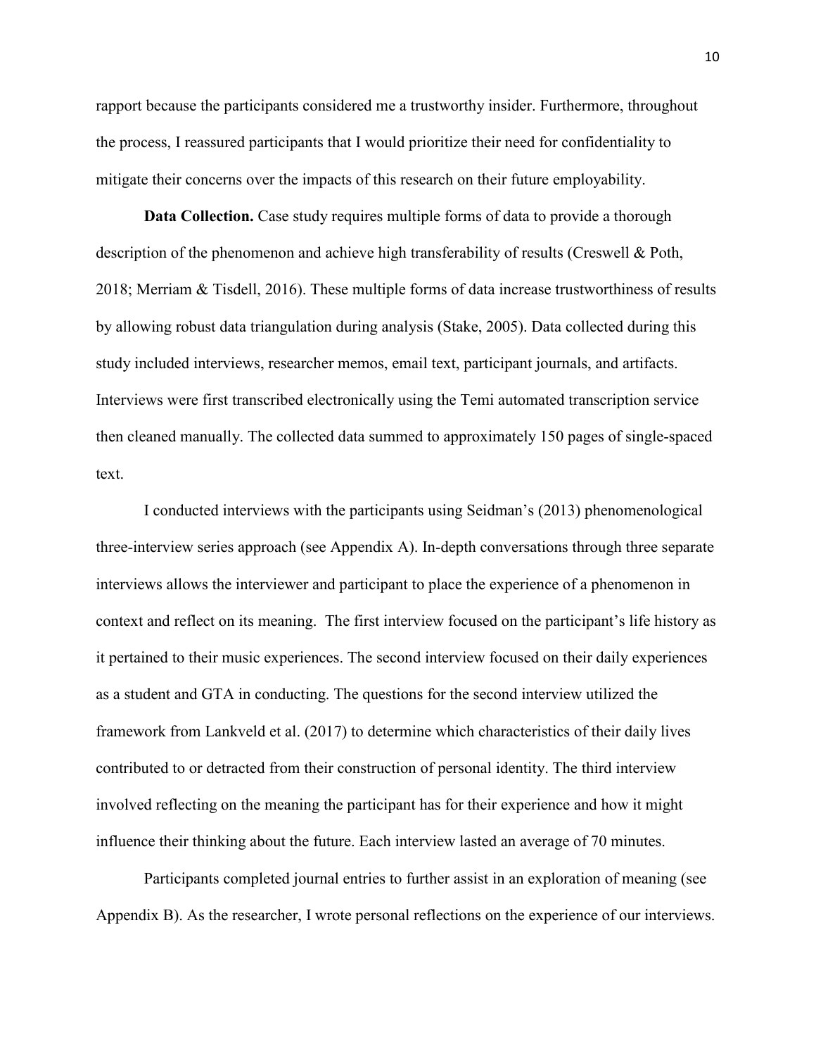rapport because the participants considered me a trustworthy insider. Furthermore, throughout the process, I reassured participants that I would prioritize their need for confidentiality to mitigate their concerns over the impacts of this research on their future employability.

**Data Collection.** Case study requires multiple forms of data to provide a thorough description of the phenomenon and achieve high transferability of results (Creswell & Poth, 2018; Merriam & Tisdell, 2016). These multiple forms of data increase trustworthiness of results by allowing robust data triangulation during analysis (Stake, 2005). Data collected during this study included interviews, researcher memos, email text, participant journals, and artifacts. Interviews were first transcribed electronically using the Temi automated transcription service then cleaned manually. The collected data summed to approximately 150 pages of single-spaced text.

I conducted interviews with the participants using Seidman's (2013) phenomenological three-interview series approach (see Appendix A). In-depth conversations through three separate interviews allows the interviewer and participant to place the experience of a phenomenon in context and reflect on its meaning. The first interview focused on the participant's life history as it pertained to their music experiences. The second interview focused on their daily experiences as a student and GTA in conducting. The questions for the second interview utilized the framework from Lankveld et al. (2017) to determine which characteristics of their daily lives contributed to or detracted from their construction of personal identity. The third interview involved reflecting on the meaning the participant has for their experience and how it might influence their thinking about the future. Each interview lasted an average of 70 minutes.

Participants completed journal entries to further assist in an exploration of meaning (see Appendix B). As the researcher, I wrote personal reflections on the experience of our interviews.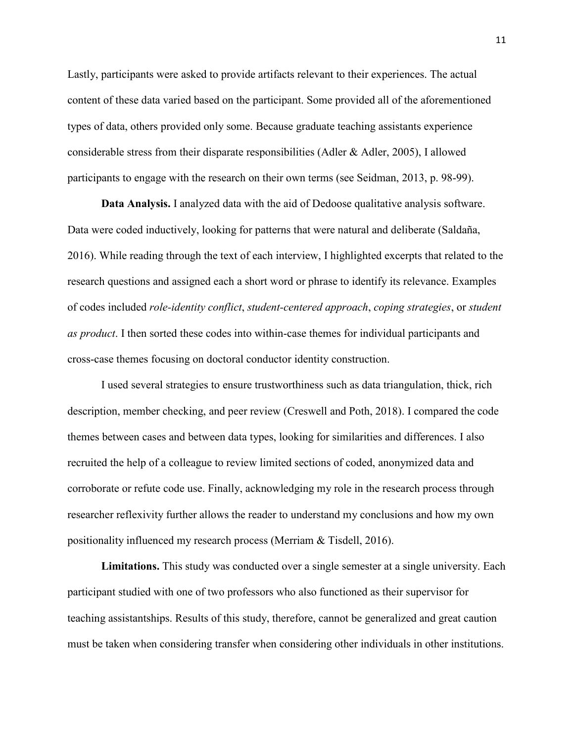Lastly, participants were asked to provide artifacts relevant to their experiences. The actual content of these data varied based on the participant. Some provided all of the aforementioned types of data, others provided only some. Because graduate teaching assistants experience considerable stress from their disparate responsibilities (Adler & Adler, 2005), I allowed participants to engage with the research on their own terms (see Seidman, 2013, p. 98-99).

**Data Analysis.** I analyzed data with the aid of Dedoose qualitative analysis software. Data were coded inductively, looking for patterns that were natural and deliberate (Saldaña, 2016). While reading through the text of each interview, I highlighted excerpts that related to the research questions and assigned each a short word or phrase to identify its relevance. Examples of codes included *role-identity conflict*, *student-centered approach*, *coping strategies*, or *student as product*. I then sorted these codes into within-case themes for individual participants and cross-case themes focusing on doctoral conductor identity construction.

I used several strategies to ensure trustworthiness such as data triangulation, thick, rich description, member checking, and peer review (Creswell and Poth, 2018). I compared the code themes between cases and between data types, looking for similarities and differences. I also recruited the help of a colleague to review limited sections of coded, anonymized data and corroborate or refute code use. Finally, acknowledging my role in the research process through researcher reflexivity further allows the reader to understand my conclusions and how my own positionality influenced my research process (Merriam & Tisdell, 2016).

**Limitations.** This study was conducted over a single semester at a single university. Each participant studied with one of two professors who also functioned as their supervisor for teaching assistantships. Results of this study, therefore, cannot be generalized and great caution must be taken when considering transfer when considering other individuals in other institutions.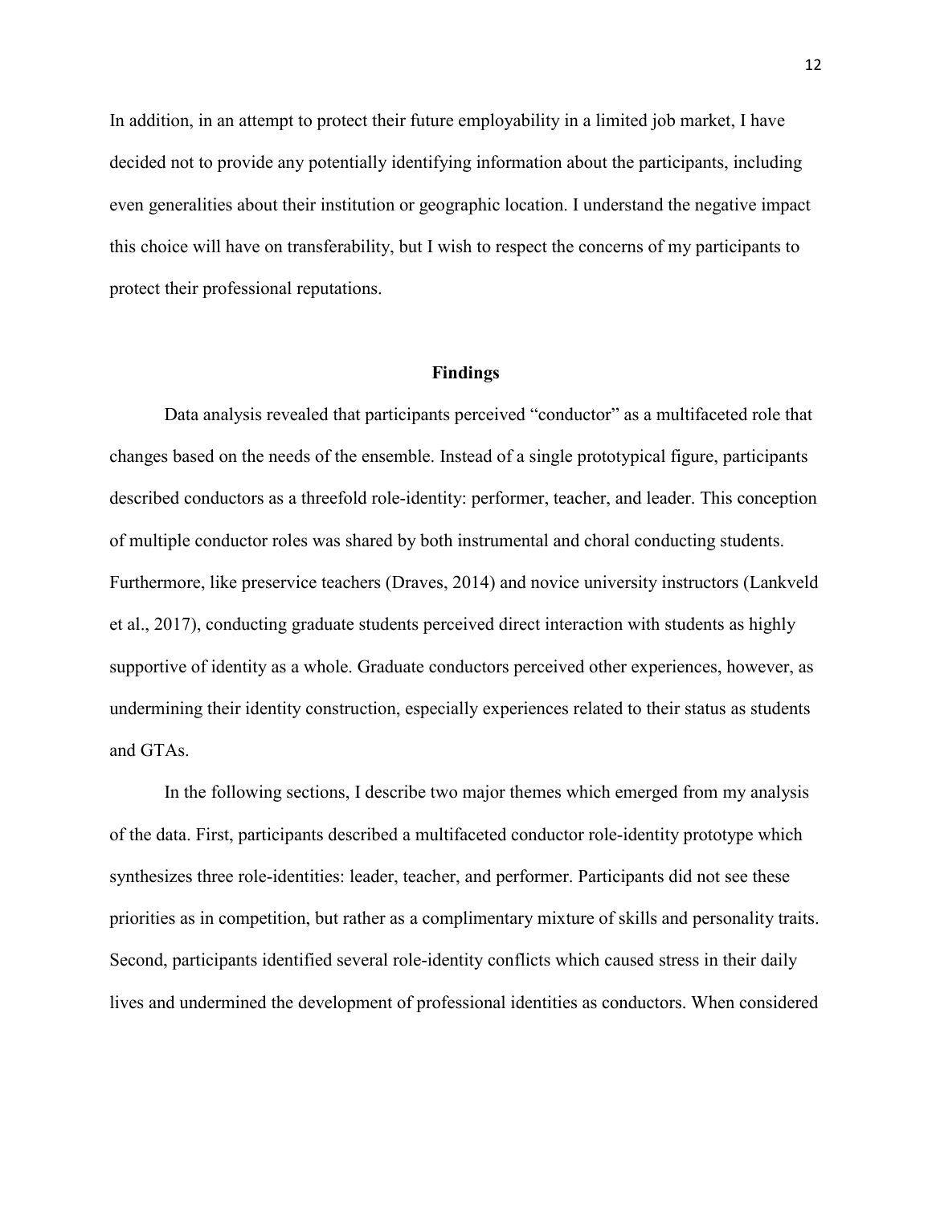In addition, in an attempt to protect their future employability in a limited job market, I have decided not to provide any potentially identifying information about the participants, including even generalities about their institution or geographic location. I understand the negative impact this choice will have on transferability, but I wish to respect the concerns of my participants to protect their professional reputations.

## Findings

Data analysis revealed that participants perceived "conductor" as a multifaceted role that changes based on the needs of the ensemble. Instead of a single prototypical figure, participants described conductors as a threefold role-identity: performer, teacher, and leader. This conception of multiple conductor roles was shared by both instrumental and choral conducting students. Furthermore, like preservice teachers (Draves, 2014) and novice university instructors (Lankveld et al., 2017), conducting graduate students perceived direct interaction with students as highly supportive of identity as a whole. Graduate conductors perceived other experiences, however, as undermining their identity construction, especially experiences related to their status as students and GTAs.

In the following sections, I describe two major themes which emerged from my analysis of the data. First, participants described a multifaceted conductor role-identity prototype which synthesizes three role-identities: leader, teacher, and performer. Participants did not see these priorities as in competition, but rather as a complimentary mixture of skills and personality traits. Second, participants identified several role-identity conflicts which caused stress in their daily lives and undermined the development of professional identities as conductors. When considered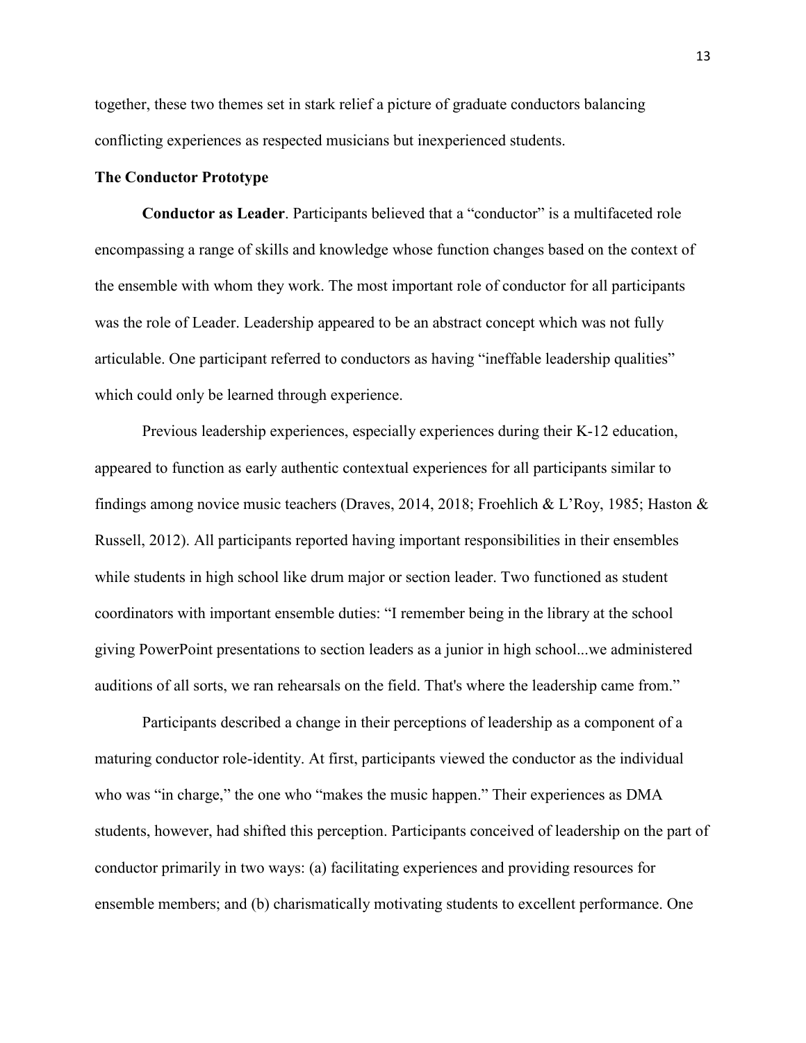together, these two themes set in stark relief a picture of graduate conductors balancing conflicting experiences as respected musicians but inexperienced students.

## The Conductor Prototype

**Conductor as Leader**. Participants believed that a "conductor" is a multifaceted role encompassing a range of skills and knowledge whose function changes based on the context of the ensemble with whom they work. The most important role of conductor for all participants was the role of Leader. Leadership appeared to be an abstract concept which was not fully articulable. One participant referred to conductors as having "ineffable leadership qualities" which could only be learned through experience.

Previous leadership experiences, especially experiences during their K-12 education, appeared to function as early authentic contextual experiences for all participants similar to findings among novice music teachers (Draves, 2014, 2018; Froehlich & L'Roy, 1985; Haston & Russell, 2012). All participants reported having important responsibilities in their ensembles while students in high school like drum major or section leader. Two functioned as student coordinators with important ensemble duties: "I remember being in the library at the school giving PowerPoint presentations to section leaders as a junior in high school...we administered auditions of all sorts, we ran rehearsals on the field. That's where the leadership came from."

Participants described a change in their perceptions of leadership as a component of a maturing conductor role-identity. At first, participants viewed the conductor as the individual who was "in charge," the one who "makes the music happen." Their experiences as DMA students, however, had shifted this perception. Participants conceived of leadership on the part of conductor primarily in two ways: (a) facilitating experiences and providing resources for ensemble members; and (b) charismatically motivating students to excellent performance. One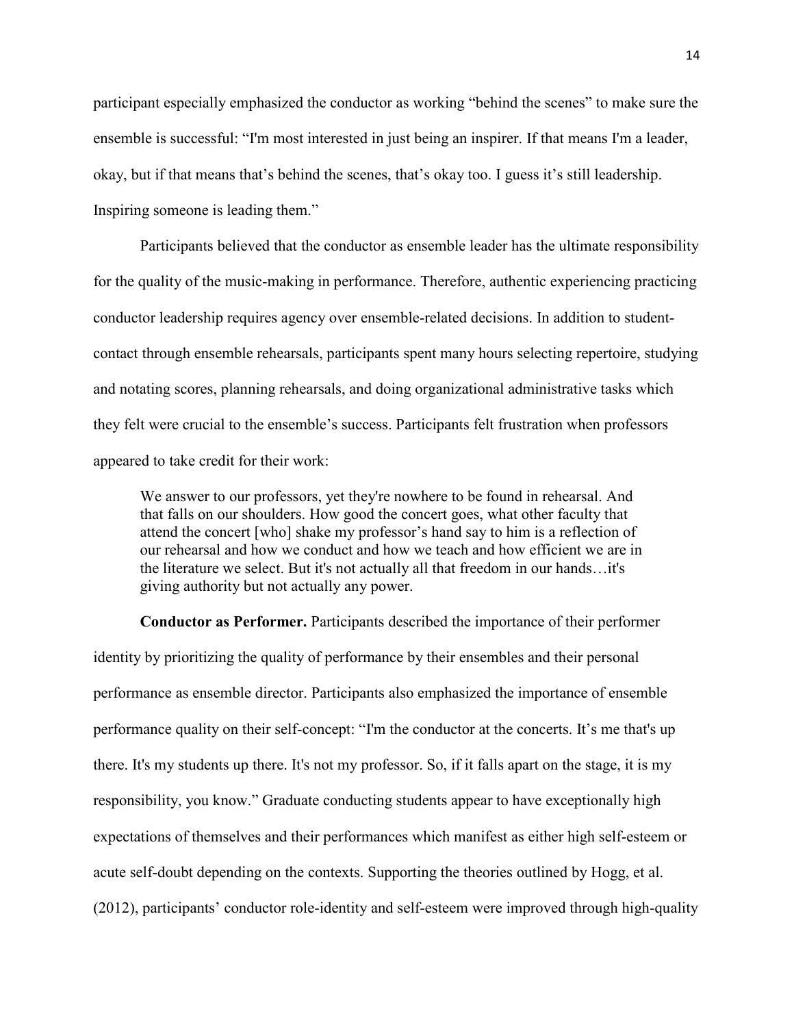participant especially emphasized the conductor as working "behind the scenes" to make sure the ensemble is successful: "I'm most interested in just being an inspirer. If that means I'm a leader, okay, but if that means that's behind the scenes, that's okay too. I guess it's still leadership. Inspiring someone is leading them."

Participants believed that the conductor as ensemble leader has the ultimate responsibility for the quality of the music-making in performance. Therefore, authentic experiencing practicing conductor leadership requires agency over ensemble-related decisions. In addition to student-contact through ensemble rehearsals, participants spent many hours selecting repertoire, studying and notating scores, planning rehearsals, and doing organizational administrative tasks which they felt were crucial to the ensemble's success. Participants felt frustration when professors appeared to take credit for their work:

> We answer to our professors, yet they're nowhere to be found in rehearsal. And that falls on our shoulders. How good the concert goes, what other faculty that attend the concert [who] shake my professor's hand say to him is a reflection of our rehearsal and how we conduct and how we teach and how efficient we are in the literature we select. But it's not actually all that freedom in our hands…it's giving authority but not actually any power.

**Conductor as Performer.** Participants described the importance of their performer identity by prioritizing the quality of performance by their ensembles and their personal performance as ensemble director. Participants also emphasized the importance of ensemble performance quality on their self-concept: "I'm the conductor at the concerts. It's me that's up there. It's my students up there. It's not my professor. So, if it falls apart on the stage, it is my responsibility, you know." Graduate conducting students appear to have exceptionally high expectations of themselves and their performances which manifest as either high self-esteem or acute self-doubt depending on the contexts. Supporting the theories outlined by Hogg, et al. (2012), participants' conductor role-identity and self-esteem were improved through high-quality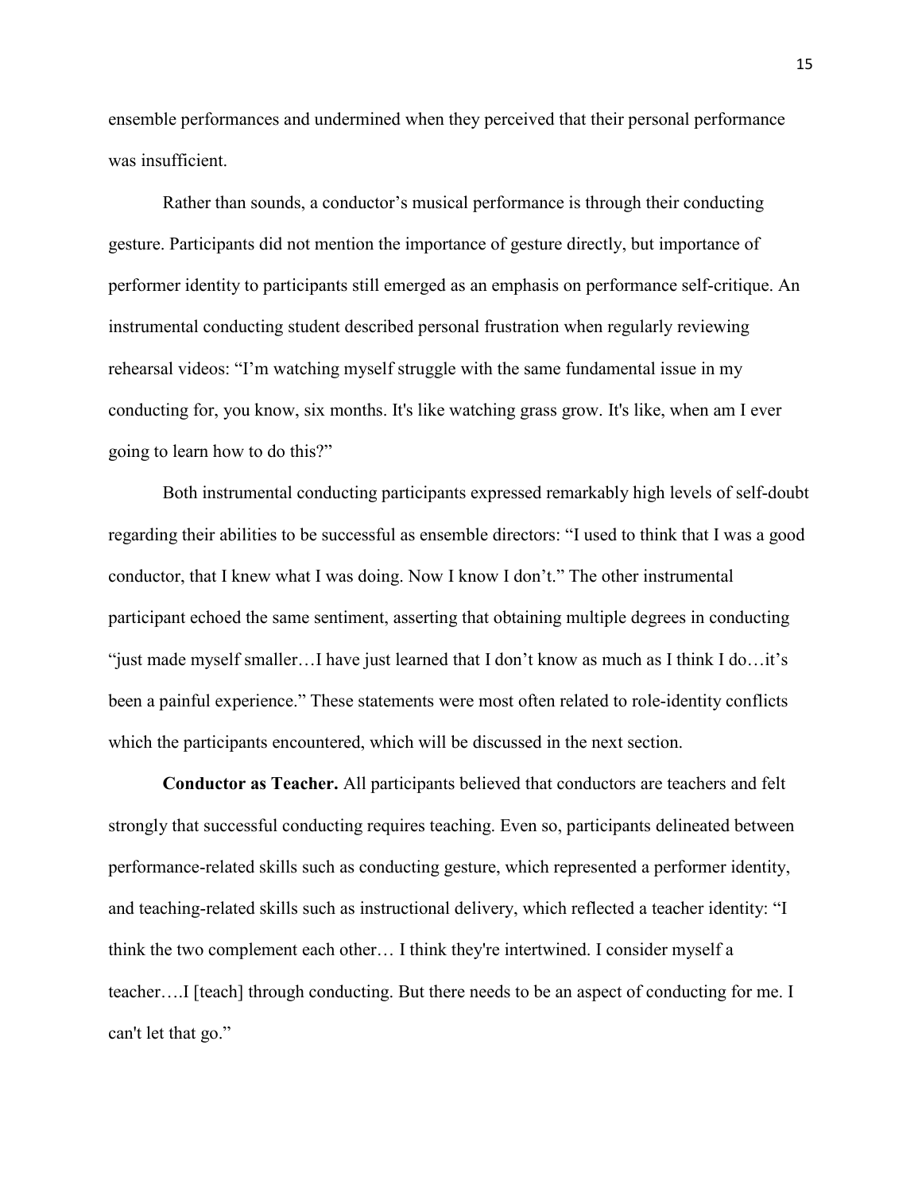ensemble performances and undermined when they perceived that their personal performance was insufficient.

Rather than sounds, a conductor's musical performance is through their conducting gesture. Participants did not mention the importance of gesture directly, but importance of performer identity to participants still emerged as an emphasis on performance self-critique. An instrumental conducting student described personal frustration when regularly reviewing rehearsal videos: "I'm watching myself struggle with the same fundamental issue in my conducting for, you know, six months. It's like watching grass grow. It's like, when am I ever going to learn how to do this?"

Both instrumental conducting participants expressed remarkably high levels of self-doubt regarding their abilities to be successful as ensemble directors: "I used to think that I was a good conductor, that I knew what I was doing. Now I know I don't." The other instrumental participant echoed the same sentiment, asserting that obtaining multiple degrees in conducting "just made myself smaller…I have just learned that I don't know as much as I think I do…it's been a painful experience." These statements were most often related to role-identity conflicts which the participants encountered, which will be discussed in the next section.

**Conductor as Teacher.** All participants believed that conductors are teachers and felt strongly that successful conducting requires teaching. Even so, participants delineated between performance-related skills such as conducting gesture, which represented a performer identity, and teaching-related skills such as instructional delivery, which reflected a teacher identity: "I think the two complement each other… I think they're intertwined. I consider myself a teacher….I [teach] through conducting. But there needs to be an aspect of conducting for me. I can't let that go."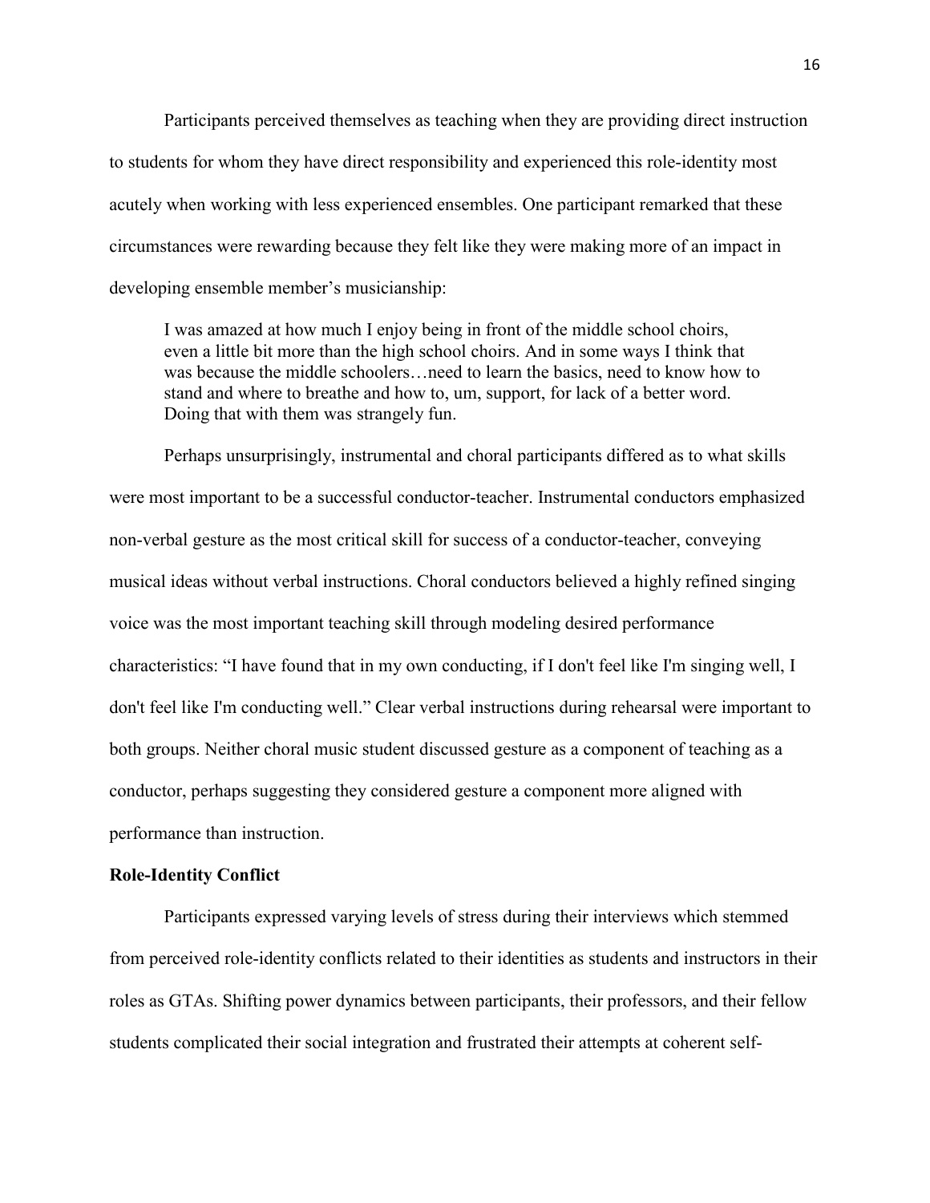Participants perceived themselves as teaching when they are providing direct instruction to students for whom they have direct responsibility and experienced this role-identity most acutely when working with less experienced ensembles. One participant remarked that these circumstances were rewarding because they felt like they were making more of an impact in developing ensemble member's musicianship:

> I was amazed at how much I enjoy being in front of the middle school choirs, even a little bit more than the high school choirs. And in some ways I think that was because the middle schoolers…need to learn the basics, need to know how to stand and where to breathe and how to, um, support, for lack of a better word. Doing that with them was strangely fun.

Perhaps unsurprisingly, instrumental and choral participants differed as to what skills were most important to be a successful conductor-teacher. Instrumental conductors emphasized non-verbal gesture as the most critical skill for success of a conductor-teacher, conveying musical ideas without verbal instructions. Choral conductors believed a highly refined singing voice was the most important teaching skill through modeling desired performance characteristics: "I have found that in my own conducting, if I don't feel like I'm singing well, I don't feel like I'm conducting well." Clear verbal instructions during rehearsal were important to both groups. Neither choral music student discussed gesture as a component of teaching as a conductor, perhaps suggesting they considered gesture a component more aligned with performance than instruction.

**Role-Identity Conflict**

Participants expressed varying levels of stress during their interviews which stemmed from perceived role-identity conflicts related to their identities as students and instructors in their roles as GTAs. Shifting power dynamics between participants, their professors, and their fellow students complicated their social integration and frustrated their attempts at coherent self-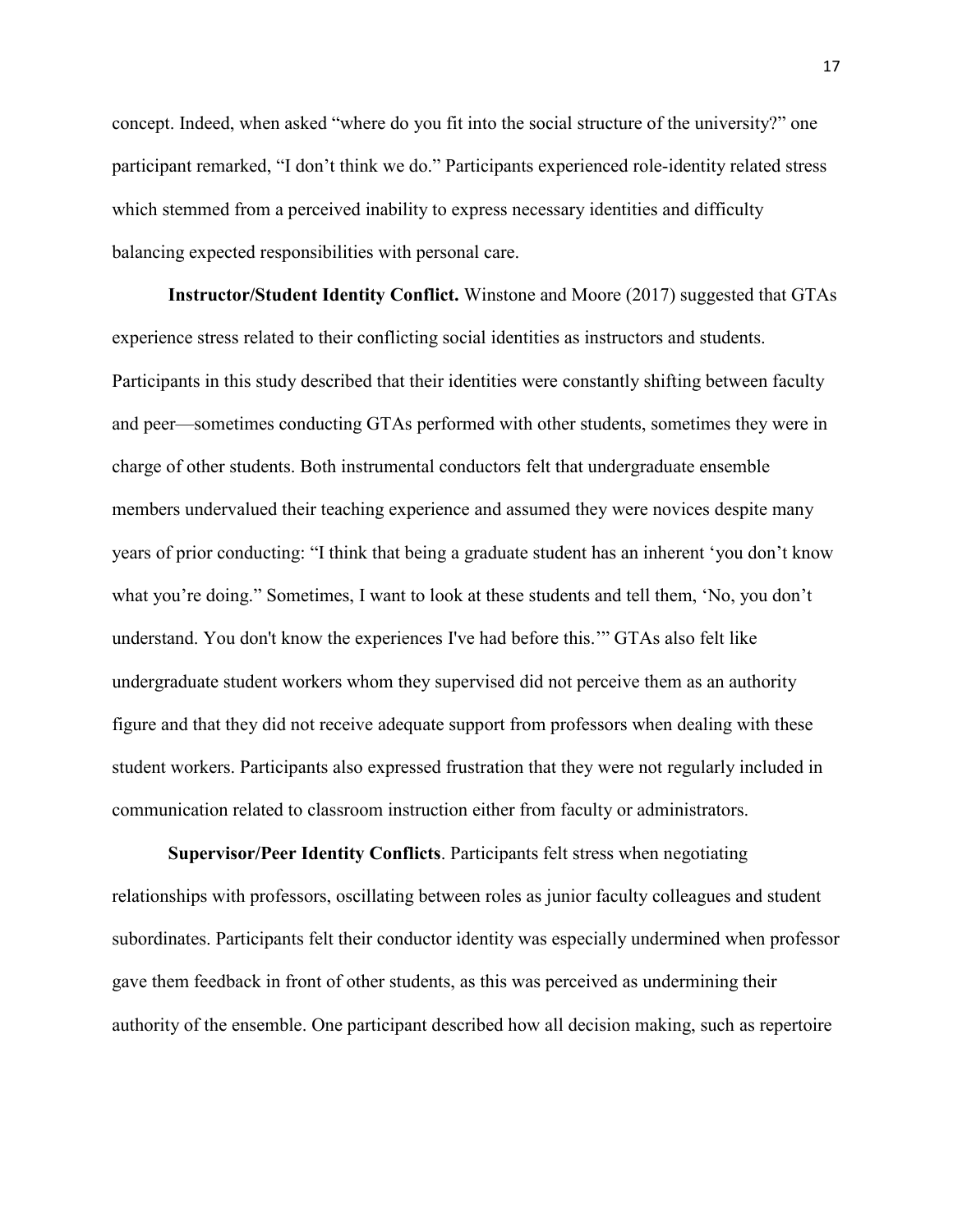concept. Indeed, when asked "where do you fit into the social structure of the university?" one participant remarked, "I don't think we do." Participants experienced role-identity related stress which stemmed from a perceived inability to express necessary identities and difficulty balancing expected responsibilities with personal care.

**Instructor/Student Identity Conflict.** Winstone and Moore (2017) suggested that GTAs experience stress related to their conflicting social identities as instructors and students. Participants in this study described that their identities were constantly shifting between faculty and peer—sometimes conducting GTAs performed with other students, sometimes they were in charge of other students. Both instrumental conductors felt that undergraduate ensemble members undervalued their teaching experience and assumed they were novices despite many years of prior conducting: "I think that being a graduate student has an inherent 'you don't know what you're doing." Sometimes, I want to look at these students and tell them, 'No, you don't understand. You don't know the experiences I've had before this.'" GTAs also felt like undergraduate student workers whom they supervised did not perceive them as an authority figure and that they did not receive adequate support from professors when dealing with these student workers. Participants also expressed frustration that they were not regularly included in communication related to classroom instruction either from faculty or administrators.

**Supervisor/Peer Identity Conflicts**. Participants felt stress when negotiating relationships with professors, oscillating between roles as junior faculty colleagues and student subordinates. Participants felt their conductor identity was especially undermined when professor gave them feedback in front of other students, as this was perceived as undermining their authority of the ensemble. One participant described how all decision making, such as repertoire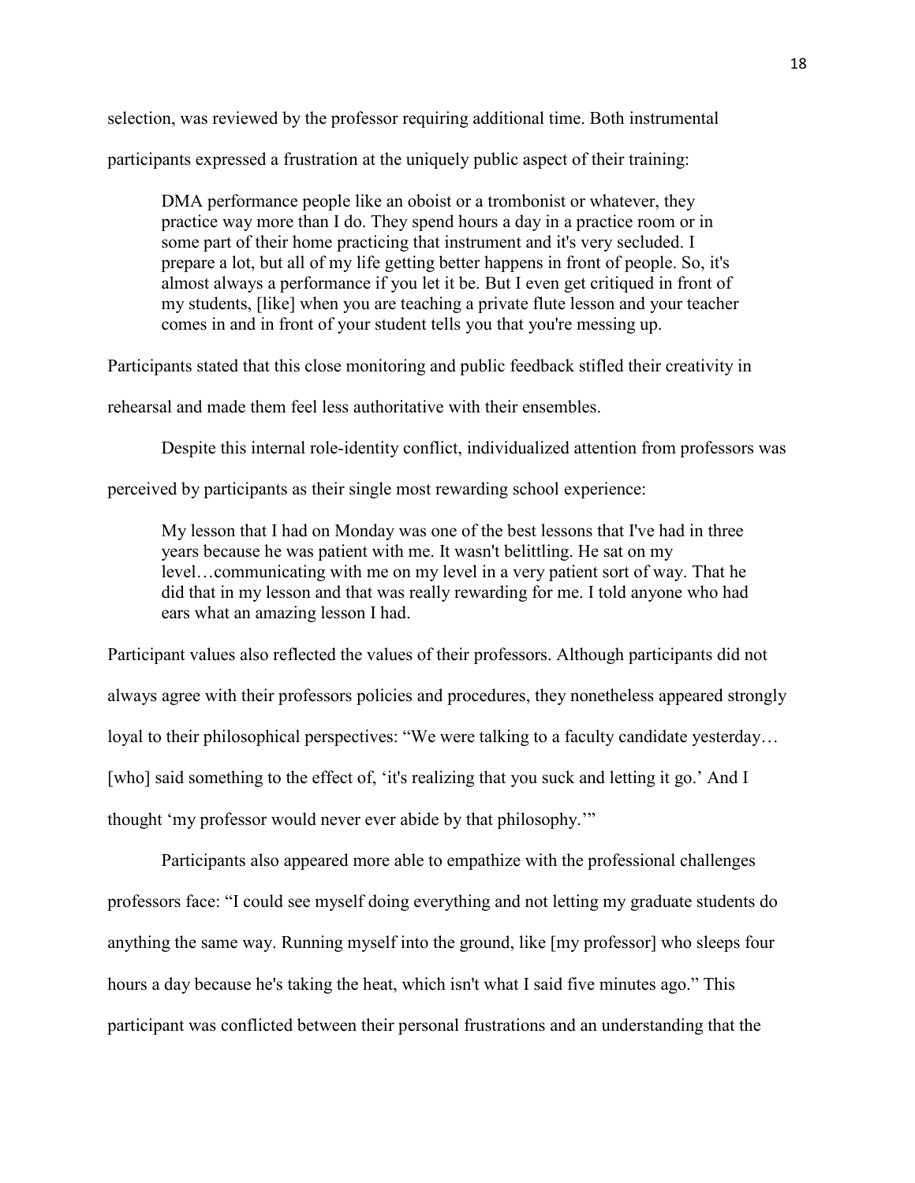selection, was reviewed by the professor requiring additional time. Both instrumental participants expressed a frustration at the uniquely public aspect of their training:

> DMA performance people like an oboist or a trombonist or whatever, they practice way more than I do. They spend hours a day in a practice room or in some part of their home practicing that instrument and it's very secluded. I prepare a lot, but all of my life getting better happens in front of people. So, it's almost always a performance if you let it be. But I even get critiqued in front of my students, [like] when you are teaching a private flute lesson and your teacher comes in and in front of your student tells you that you're messing up.

Participants stated that this close monitoring and public feedback stifled their creativity in rehearsal and made them feel less authoritative with their ensembles.

Despite this internal role-identity conflict, individualized attention from professors was perceived by participants as their single most rewarding school experience:

> My lesson that I had on Monday was one of the best lessons that I've had in three years because he was patient with me. It wasn't belittling. He sat on my level…communicating with me on my level in a very patient sort of way. That he did that in my lesson and that was really rewarding for me. I told anyone who had ears what an amazing lesson I had.

Participant values also reflected the values of their professors. Although participants did not always agree with their professors policies and procedures, they nonetheless appeared strongly loyal to their philosophical perspectives: "We were talking to a faculty candidate yesterday… [who] said something to the effect of, 'it's realizing that you suck and letting it go.' And I thought 'my professor would never ever abide by that philosophy.'"

Participants also appeared more able to empathize with the professional challenges professors face: "I could see myself doing everything and not letting my graduate students do anything the same way. Running myself into the ground, like [my professor] who sleeps four hours a day because he's taking the heat, which isn't what I said five minutes ago." This participant was conflicted between their personal frustrations and an understanding that the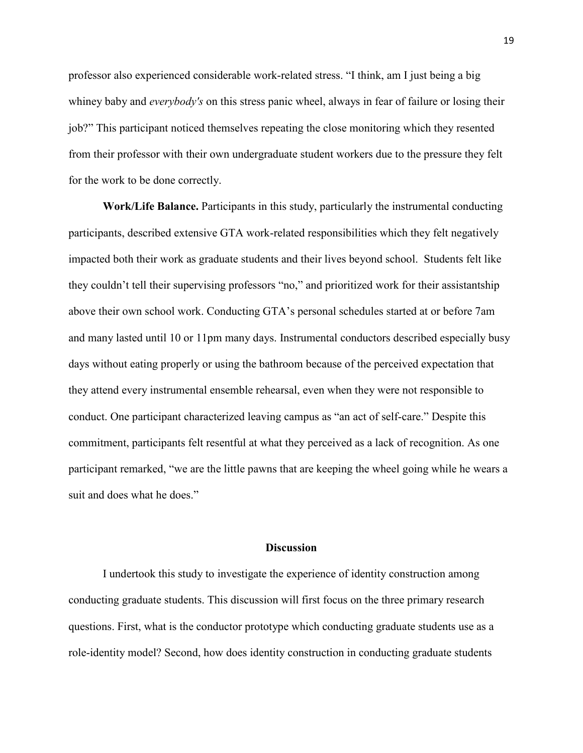professor also experienced considerable work-related stress. "I think, am I just being a big whiney baby and *everybody's* on this stress panic wheel, always in fear of failure or losing their job?" This participant noticed themselves repeating the close monitoring which they resented from their professor with their own undergraduate student workers due to the pressure they felt for the work to be done correctly.

**Work/Life Balance.** Participants in this study, particularly the instrumental conducting participants, described extensive GTA work-related responsibilities which they felt negatively impacted both their work as graduate students and their lives beyond school. Students felt like they couldn't tell their supervising professors "no," and prioritized work for their assistantship above their own school work. Conducting GTA's personal schedules started at or before 7am and many lasted until 10 or 11pm many days. Instrumental conductors described especially busy days without eating properly or using the bathroom because of the perceived expectation that they attend every instrumental ensemble rehearsal, even when they were not responsible to conduct. One participant characterized leaving campus as "an act of self-care." Despite this commitment, participants felt resentful at what they perceived as a lack of recognition. As one participant remarked, "we are the little pawns that are keeping the wheel going while he wears a suit and does what he does."

## Discussion

I undertook this study to investigate the experience of identity construction among conducting graduate students. This discussion will first focus on the three primary research questions. First, what is the conductor prototype which conducting graduate students use as a role-identity model? Second, how does identity construction in conducting graduate students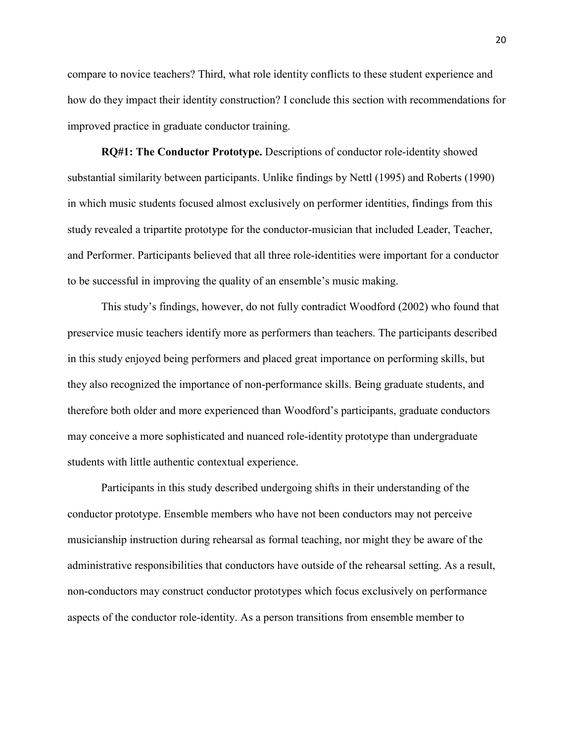compare to novice teachers? Third, what role identity conflicts to these student experience and how do they impact their identity construction? I conclude this section with recommendations for improved practice in graduate conductor training.

**RQ#1: The Conductor Prototype.** Descriptions of conductor role-identity showed substantial similarity between participants. Unlike findings by Nettl (1995) and Roberts (1990) in which music students focused almost exclusively on performer identities, findings from this study revealed a tripartite prototype for the conductor-musician that included Leader, Teacher, and Performer. Participants believed that all three role-identities were important for a conductor to be successful in improving the quality of an ensemble's music making.

This study's findings, however, do not fully contradict Woodford (2002) who found that preservice music teachers identify more as performers than teachers. The participants described in this study enjoyed being performers and placed great importance on performing skills, but they also recognized the importance of non-performance skills. Being graduate students, and therefore both older and more experienced than Woodford's participants, graduate conductors may conceive a more sophisticated and nuanced role-identity prototype than undergraduate students with little authentic contextual experience.

Participants in this study described undergoing shifts in their understanding of the conductor prototype. Ensemble members who have not been conductors may not perceive musicianship instruction during rehearsal as formal teaching, nor might they be aware of the administrative responsibilities that conductors have outside of the rehearsal setting. As a result, non-conductors may construct conductor prototypes which focus exclusively on performance aspects of the conductor role-identity. As a person transitions from ensemble member to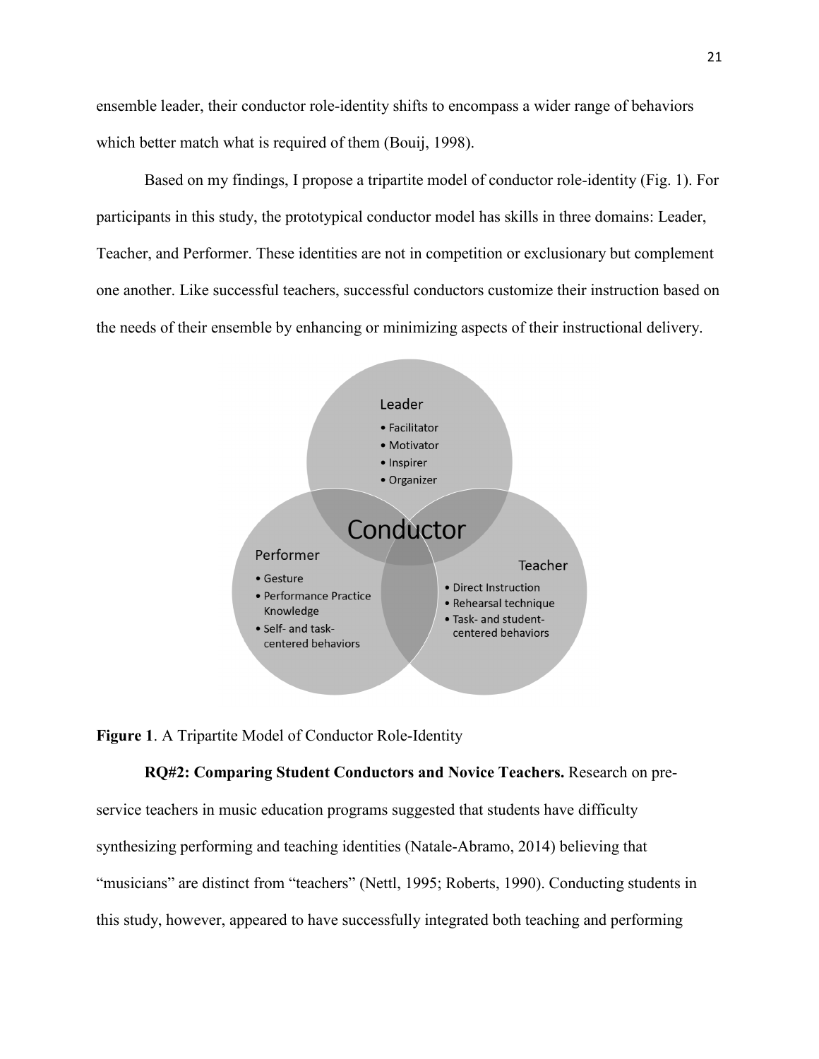ensemble leader, their conductor role-identity shifts to encompass a wider range of behaviors which better match what is required of them (Bouij, 1998).

Based on my findings, I propose a tripartite model of conductor role-identity (Fig. 1). For participants in this study, the prototypical conductor model has skills in three domains: Leader, Teacher, and Performer. These identities are not in competition or exclusionary but complement one another. Like successful teachers, successful conductors customize their instruction based on the needs of their ensemble by enhancing or minimizing aspects of their instructional delivery.

Leader
- Facilitator
- Motivator
- Inspirer
- Organizer

Conductor

Performer
- Gesture
- Performance Practice Knowledge
- Self- and task-centered behaviors

Teacher
- Direct Instruction
- Rehearsal technique
- Task- and student-centered behaviors

**Figure 1**. A Tripartite Model of Conductor Role-Identity

**RQ#2: Comparing Student Conductors and Novice Teachers.** Research on pre-service teachers in music education programs suggested that students have difficulty synthesizing performing and teaching identities (Natale-Abramo, 2014) believing that "musicians" are distinct from "teachers" (Nettl, 1995; Roberts, 1990). Conducting students in this study, however, appeared to have successfully integrated both teaching and performing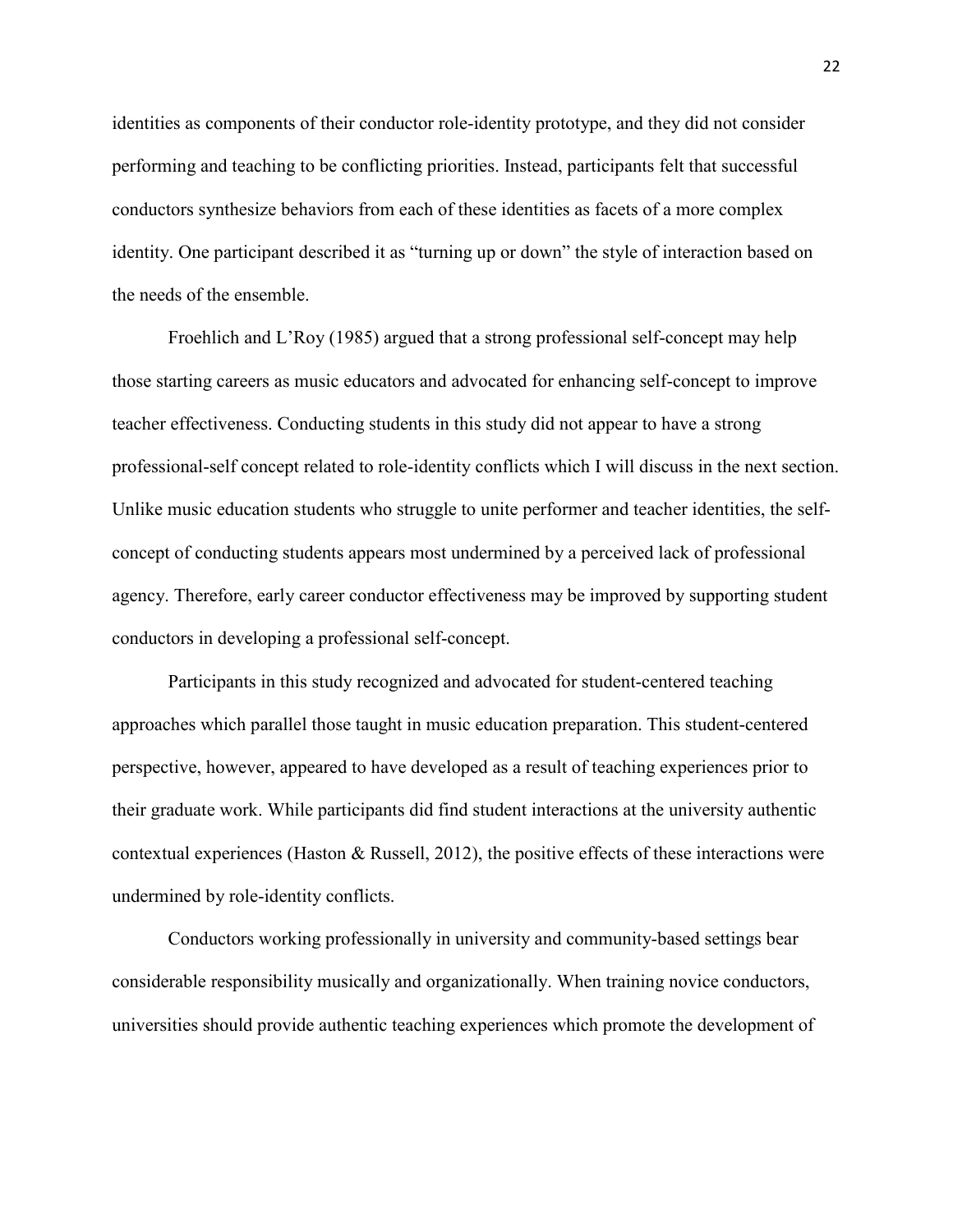identities as components of their conductor role-identity prototype, and they did not consider performing and teaching to be conflicting priorities. Instead, participants felt that successful conductors synthesize behaviors from each of these identities as facets of a more complex identity. One participant described it as "turning up or down" the style of interaction based on the needs of the ensemble.

Froehlich and L'Roy (1985) argued that a strong professional self-concept may help those starting careers as music educators and advocated for enhancing self-concept to improve teacher effectiveness. Conducting students in this study did not appear to have a strong professional-self concept related to role-identity conflicts which I will discuss in the next section. Unlike music education students who struggle to unite performer and teacher identities, the self-concept of conducting students appears most undermined by a perceived lack of professional agency. Therefore, early career conductor effectiveness may be improved by supporting student conductors in developing a professional self-concept.

Participants in this study recognized and advocated for student-centered teaching approaches which parallel those taught in music education preparation. This student-centered perspective, however, appeared to have developed as a result of teaching experiences prior to their graduate work. While participants did find student interactions at the university authentic contextual experiences (Haston & Russell, 2012), the positive effects of these interactions were undermined by role-identity conflicts.

Conductors working professionally in university and community-based settings bear considerable responsibility musically and organizationally. When training novice conductors, universities should provide authentic teaching experiences which promote the development of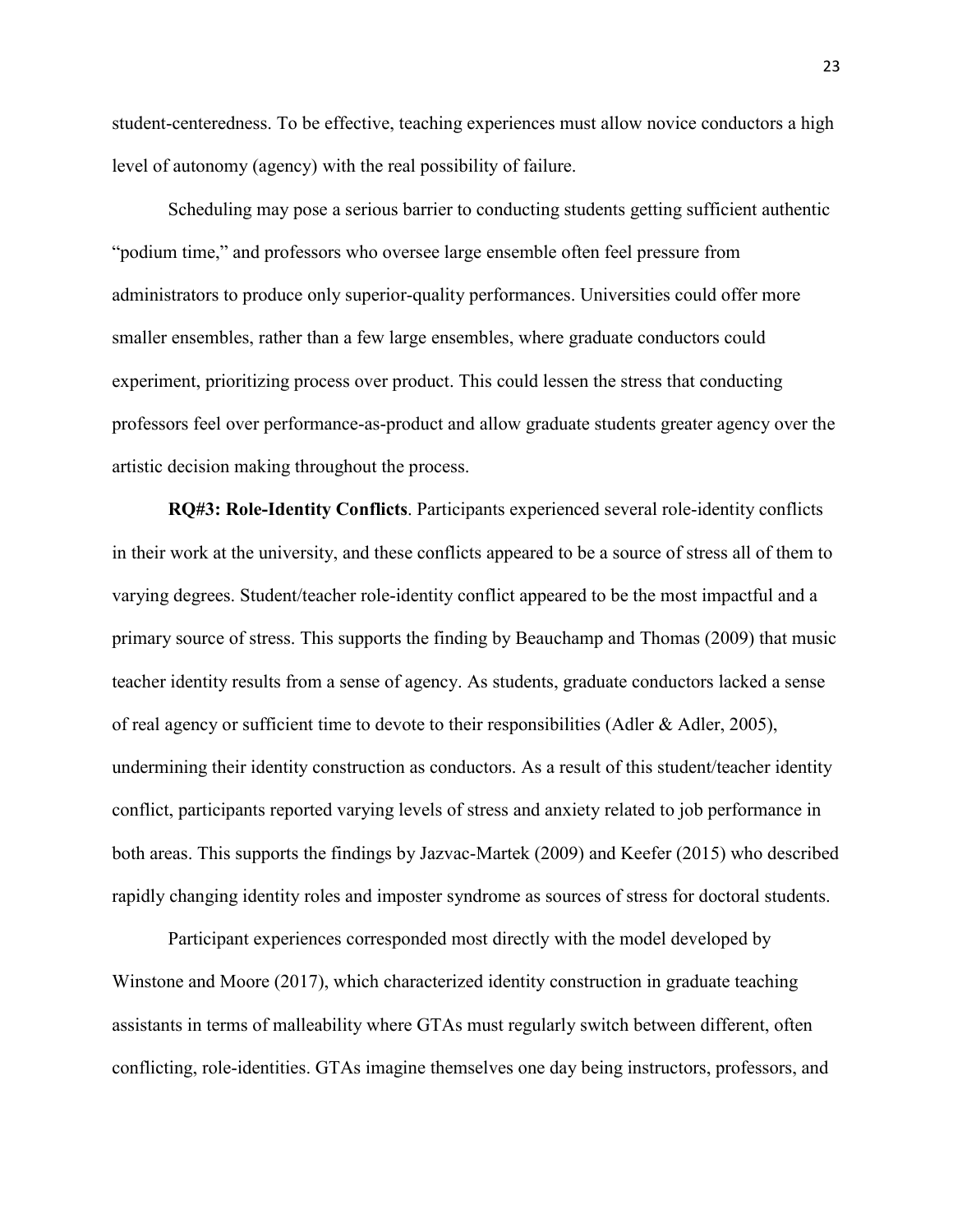student-centeredness. To be effective, teaching experiences must allow novice conductors a high level of autonomy (agency) with the real possibility of failure.

Scheduling may pose a serious barrier to conducting students getting sufficient authentic "podium time," and professors who oversee large ensemble often feel pressure from administrators to produce only superior-quality performances. Universities could offer more smaller ensembles, rather than a few large ensembles, where graduate conductors could experiment, prioritizing process over product. This could lessen the stress that conducting professors feel over performance-as-product and allow graduate students greater agency over the artistic decision making throughout the process.

**RQ#3: Role-Identity Conflicts**. Participants experienced several role-identity conflicts in their work at the university, and these conflicts appeared to be a source of stress all of them to varying degrees. Student/teacher role-identity conflict appeared to be the most impactful and a primary source of stress. This supports the finding by Beauchamp and Thomas (2009) that music teacher identity results from a sense of agency. As students, graduate conductors lacked a sense of real agency or sufficient time to devote to their responsibilities (Adler & Adler, 2005), undermining their identity construction as conductors. As a result of this student/teacher identity conflict, participants reported varying levels of stress and anxiety related to job performance in both areas. This supports the findings by Jazvac-Martek (2009) and Keefer (2015) who described rapidly changing identity roles and imposter syndrome as sources of stress for doctoral students.

Participant experiences corresponded most directly with the model developed by Winstone and Moore (2017), which characterized identity construction in graduate teaching assistants in terms of malleability where GTAs must regularly switch between different, often conflicting, role-identities. GTAs imagine themselves one day being instructors, professors, and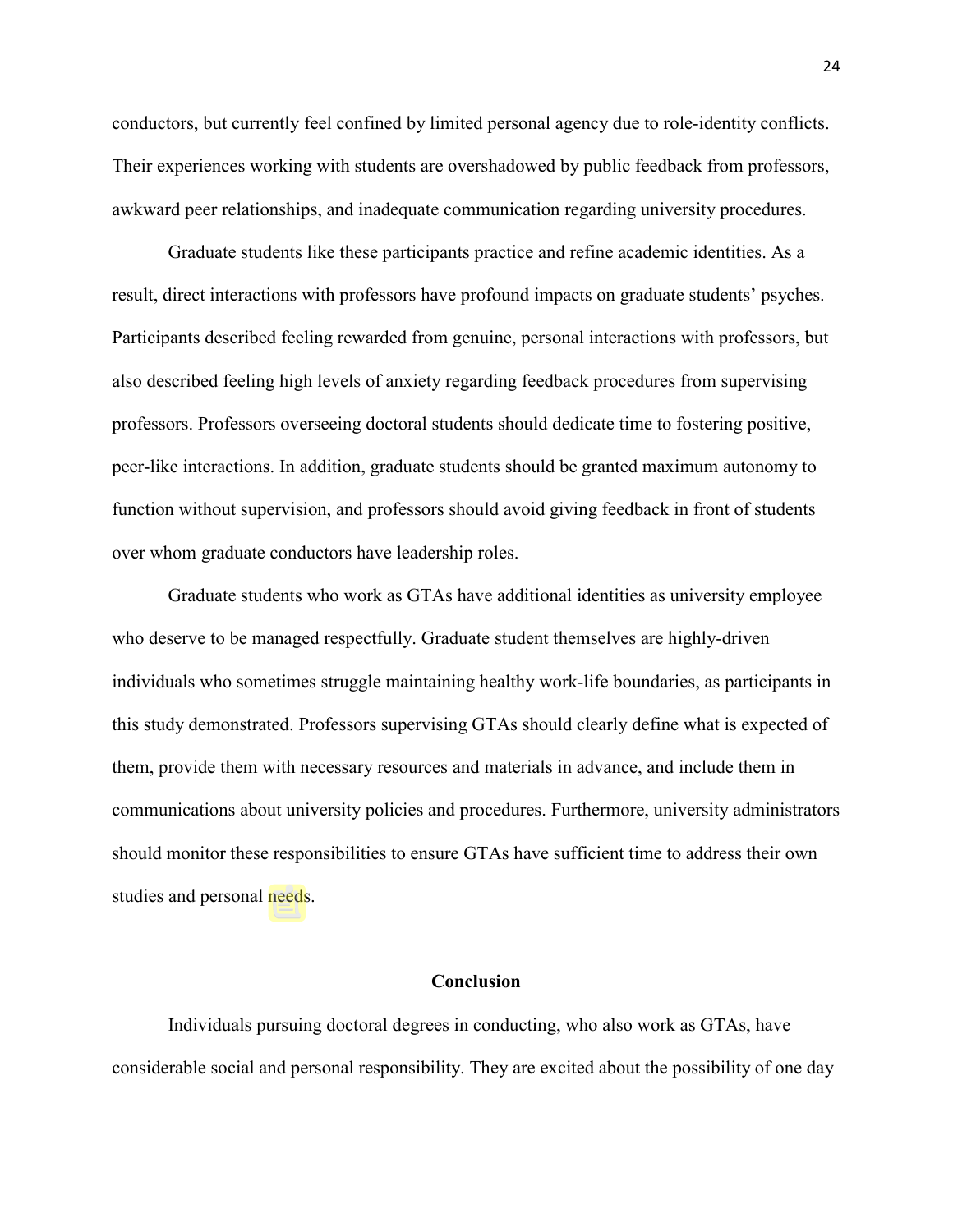conductors, but currently feel confined by limited personal agency due to role-identity conflicts. Their experiences working with students are overshadowed by public feedback from professors, awkward peer relationships, and inadequate communication regarding university procedures.

Graduate students like these participants practice and refine academic identities. As a result, direct interactions with professors have profound impacts on graduate students' psyches. Participants described feeling rewarded from genuine, personal interactions with professors, but also described feeling high levels of anxiety regarding feedback procedures from supervising professors. Professors overseeing doctoral students should dedicate time to fostering positive, peer-like interactions. In addition, graduate students should be granted maximum autonomy to function without supervision, and professors should avoid giving feedback in front of students over whom graduate conductors have leadership roles.

Graduate students who work as GTAs have additional identities as university employee who deserve to be managed respectfully. Graduate student themselves are highly-driven individuals who sometimes struggle maintaining healthy work-life boundaries, as participants in this study demonstrated. Professors supervising GTAs should clearly define what is expected of them, provide them with necessary resources and materials in advance, and include them in communications about university policies and procedures. Furthermore, university administrators should monitor these responsibilities to ensure GTAs have sufficient time to address their own studies and personal needs.

## Conclusion

Individuals pursuing doctoral degrees in conducting, who also work as GTAs, have considerable social and personal responsibility. They are excited about the possibility of one day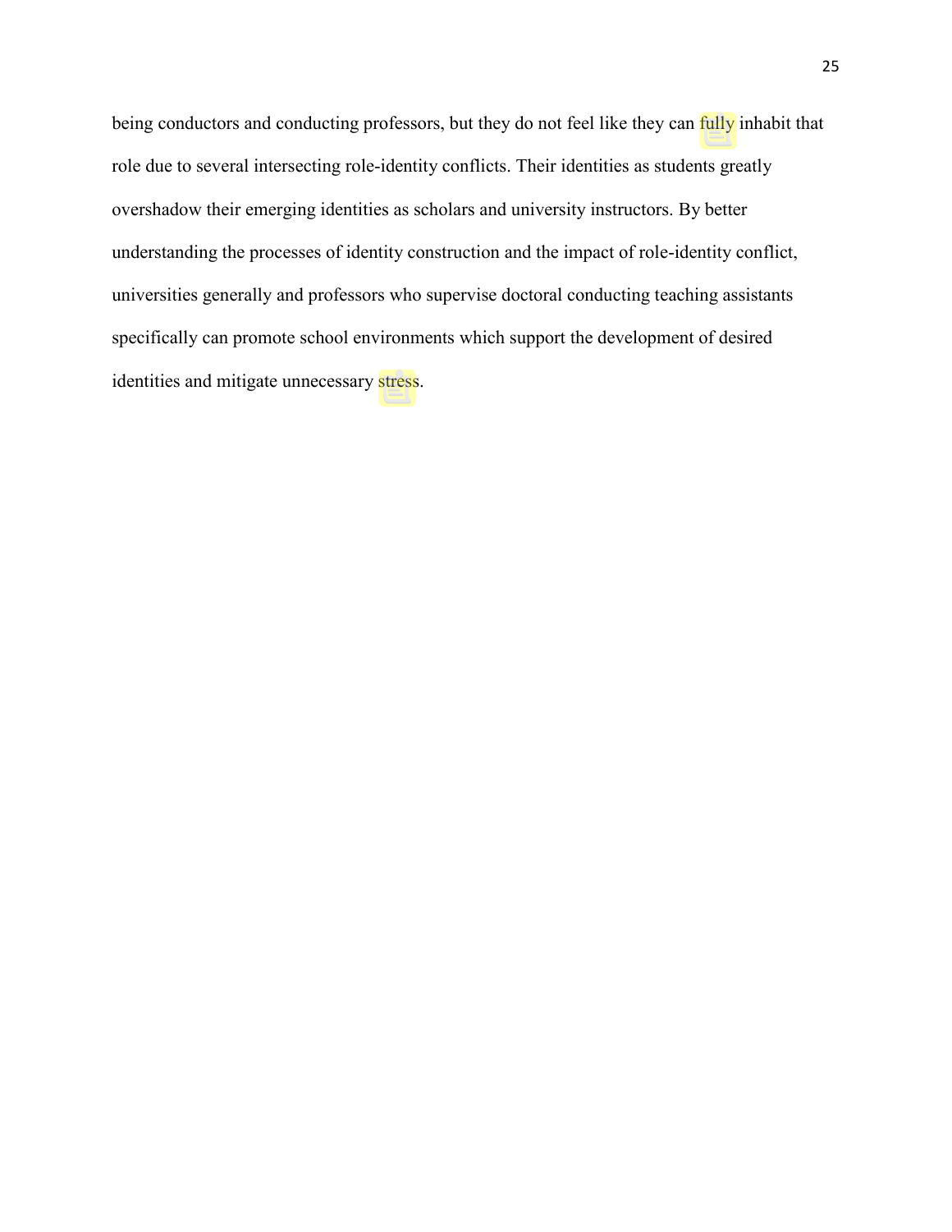being conductors and conducting professors, but they do not feel like they can fully inhabit that role due to several intersecting role-identity conflicts. Their identities as students greatly overshadow their emerging identities as scholars and university instructors. By better understanding the processes of identity construction and the impact of role-identity conflict, universities generally and professors who supervise doctoral conducting teaching assistants specifically can promote school environments which support the development of desired identities and mitigate unnecessary stress.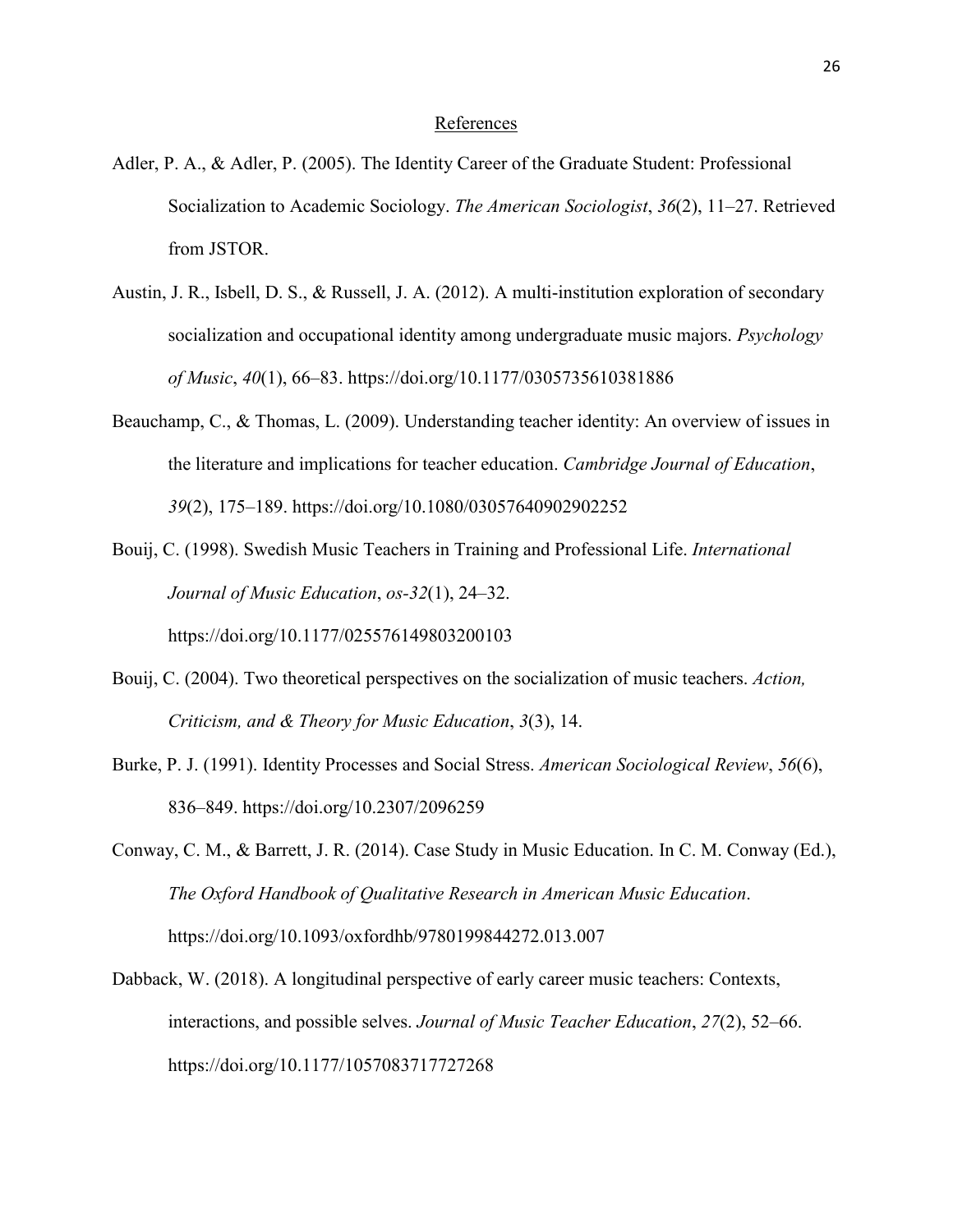# References

Adler, P. A., & Adler, P. (2005). The Identity Career of the Graduate Student: Professional Socialization to Academic Sociology. *The American Sociologist*, *36*(2), 11–27. Retrieved from JSTOR.

Austin, J. R., Isbell, D. S., & Russell, J. A. (2012). A multi-institution exploration of secondary socialization and occupational identity among undergraduate music majors. *Psychology of Music*, *40*(1), 66–83. https://doi.org/10.1177/0305735610381886

Beauchamp, C., & Thomas, L. (2009). Understanding teacher identity: An overview of issues in the literature and implications for teacher education. *Cambridge Journal of Education*, *39*(2), 175–189. https://doi.org/10.1080/03057640902902252

Bouij, C. (1998). Swedish Music Teachers in Training and Professional Life. *International Journal of Music Education*, *os-32*(1), 24–32. https://doi.org/10.1177/025576149803200103

Bouij, C. (2004). Two theoretical perspectives on the socialization of music teachers. *Action, Criticism, and & Theory for Music Education*, *3*(3), 14.

Burke, P. J. (1991). Identity Processes and Social Stress. *American Sociological Review*, *56*(6), 836–849. https://doi.org/10.2307/2096259

Conway, C. M., & Barrett, J. R. (2014). Case Study in Music Education. In C. M. Conway (Ed.), *The Oxford Handbook of Qualitative Research in American Music Education*. https://doi.org/10.1093/oxfordhb/9780199844272.013.007

Dabback, W. (2018). A longitudinal perspective of early career music teachers: Contexts, interactions, and possible selves. *Journal of Music Teacher Education*, *27*(2), 52–66. https://doi.org/10.1177/1057083717727268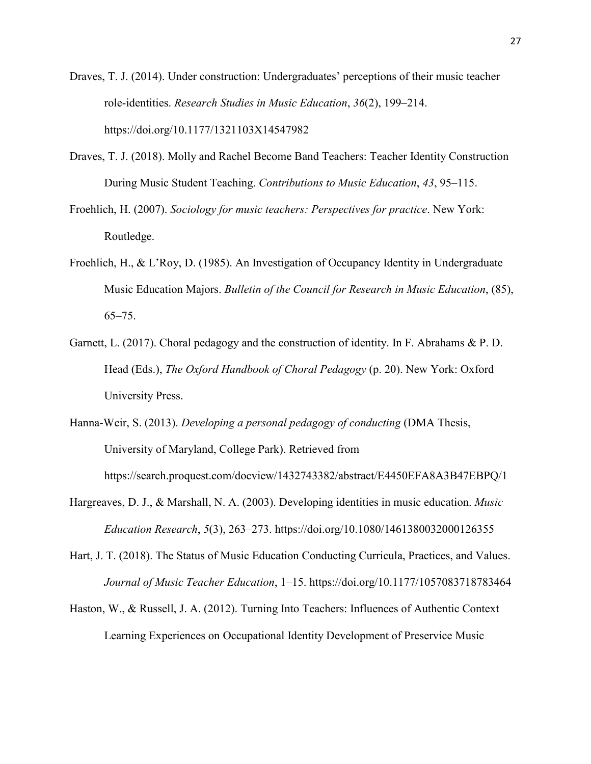Draves, T. J. (2014). Under construction: Undergraduates' perceptions of their music teacher role-identities. *Research Studies in Music Education*, *36*(2), 199–214. https://doi.org/10.1177/1321103X14547982

Draves, T. J. (2018). Molly and Rachel Become Band Teachers: Teacher Identity Construction During Music Student Teaching. *Contributions to Music Education*, *43*, 95–115.

Froehlich, H. (2007). *Sociology for music teachers: Perspectives for practice*. New York: Routledge.

Froehlich, H., & L'Roy, D. (1985). An Investigation of Occupancy Identity in Undergraduate Music Education Majors. *Bulletin of the Council for Research in Music Education*, (85), 65–75.

Garnett, L. (2017). Choral pedagogy and the construction of identity. In F. Abrahams & P. D. Head (Eds.), *The Oxford Handbook of Choral Pedagogy* (p. 20). New York: Oxford University Press.

Hanna-Weir, S. (2013). *Developing a personal pedagogy of conducting* (DMA Thesis, University of Maryland, College Park). Retrieved from https://search.proquest.com/docview/1432743382/abstract/E4450EFA8A3B47EBPQ/1

Hargreaves, D. J., & Marshall, N. A. (2003). Developing identities in music education. *Music Education Research*, *5*(3), 263–273. https://doi.org/10.1080/1461380032000126355

Hart, J. T. (2018). The Status of Music Education Conducting Curricula, Practices, and Values. *Journal of Music Teacher Education*, 1–15. https://doi.org/10.1177/1057083718783464

Haston, W., & Russell, J. A. (2012). Turning Into Teachers: Influences of Authentic Context Learning Experiences on Occupational Identity Development of Preservice Music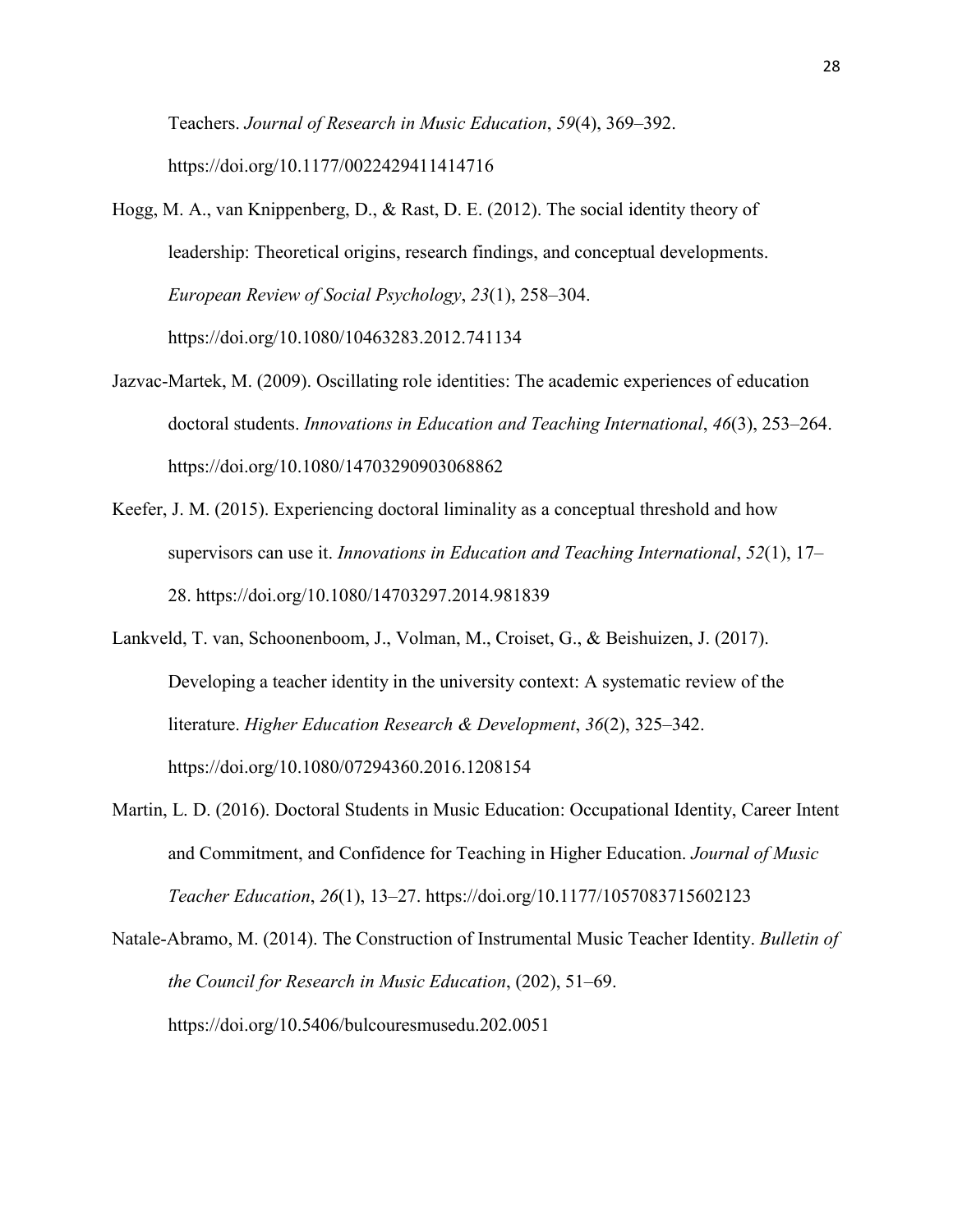Teachers. *Journal of Research in Music Education*, *59*(4), 369–392. https://doi.org/10.1177/0022429411414716

Hogg, M. A., van Knippenberg, D., & Rast, D. E. (2012). The social identity theory of leadership: Theoretical origins, research findings, and conceptual developments. *European Review of Social Psychology*, *23*(1), 258–304. https://doi.org/10.1080/10463283.2012.741134

Jazvac-Martek, M. (2009). Oscillating role identities: The academic experiences of education doctoral students. *Innovations in Education and Teaching International*, *46*(3), 253–264. https://doi.org/10.1080/14703290903068862

Keefer, J. M. (2015). Experiencing doctoral liminality as a conceptual threshold and how supervisors can use it. *Innovations in Education and Teaching International*, *52*(1), 17–28. https://doi.org/10.1080/14703297.2014.981839

Lankveld, T. van, Schoonenboom, J., Volman, M., Croiset, G., & Beishuizen, J. (2017). Developing a teacher identity in the university context: A systematic review of the literature. *Higher Education Research & Development*, *36*(2), 325–342. https://doi.org/10.1080/07294360.2016.1208154

Martin, L. D. (2016). Doctoral Students in Music Education: Occupational Identity, Career Intent and Commitment, and Confidence for Teaching in Higher Education. *Journal of Music Teacher Education*, *26*(1), 13–27. https://doi.org/10.1177/1057083715602123

Natale-Abramo, M. (2014). The Construction of Instrumental Music Teacher Identity. *Bulletin of the Council for Research in Music Education*, (202), 51–69. https://doi.org/10.5406/bulcouresmusedu.202.0051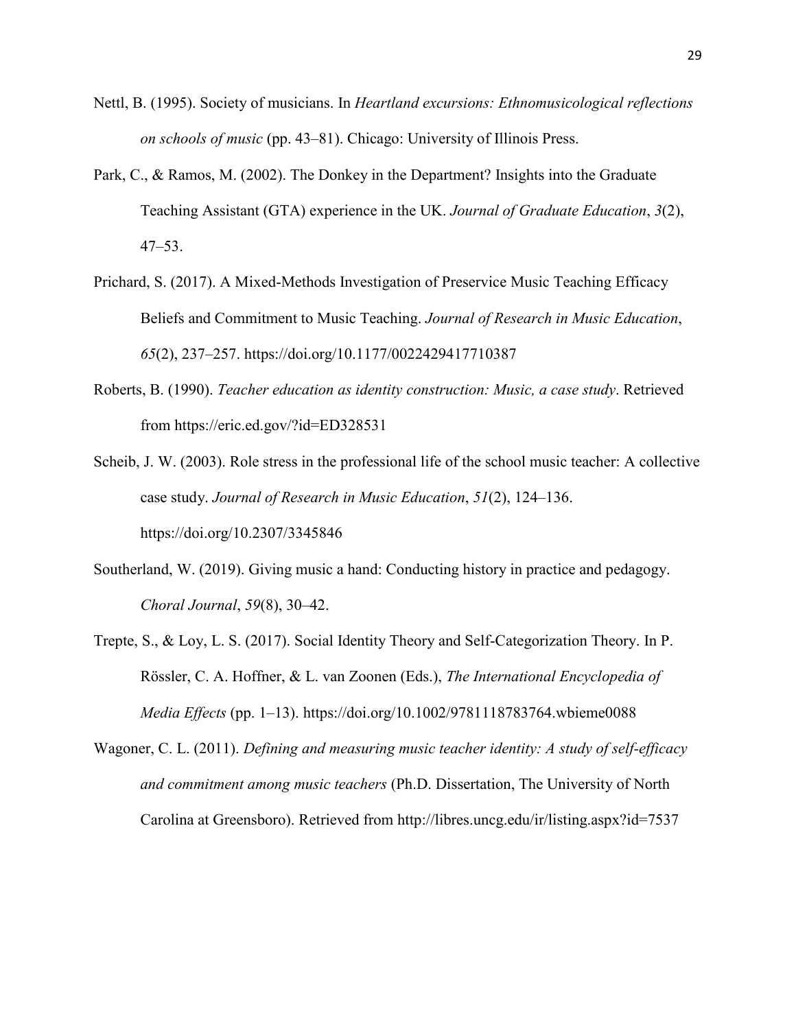Nettl, B. (1995). Society of musicians. In *Heartland excursions: Ethnomusicological reflections on schools of music* (pp. 43–81). Chicago: University of Illinois Press.

Park, C., & Ramos, M. (2002). The Donkey in the Department? Insights into the Graduate Teaching Assistant (GTA) experience in the UK. *Journal of Graduate Education*, *3*(2), 47–53.

Prichard, S. (2017). A Mixed-Methods Investigation of Preservice Music Teaching Efficacy Beliefs and Commitment to Music Teaching. *Journal of Research in Music Education*, *65*(2), 237–257. https://doi.org/10.1177/0022429417710387

Roberts, B. (1990). *Teacher education as identity construction: Music, a case study*. Retrieved from https://eric.ed.gov/?id=ED328531

Scheib, J. W. (2003). Role stress in the professional life of the school music teacher: A collective case study. *Journal of Research in Music Education*, *51*(2), 124–136. https://doi.org/10.2307/3345846

Southerland, W. (2019). Giving music a hand: Conducting history in practice and pedagogy. *Choral Journal*, *59*(8), 30–42.

Trepte, S., & Loy, L. S. (2017). Social Identity Theory and Self-Categorization Theory. In P. Rössler, C. A. Hoffner, & L. van Zoonen (Eds.), *The International Encyclopedia of Media Effects* (pp. 1–13). https://doi.org/10.1002/9781118783764.wbieme0088

Wagoner, C. L. (2011). *Defining and measuring music teacher identity: A study of self-efficacy and commitment among music teachers* (Ph.D. Dissertation, The University of North Carolina at Greensboro). Retrieved from http://libres.uncg.edu/ir/listing.aspx?id=7537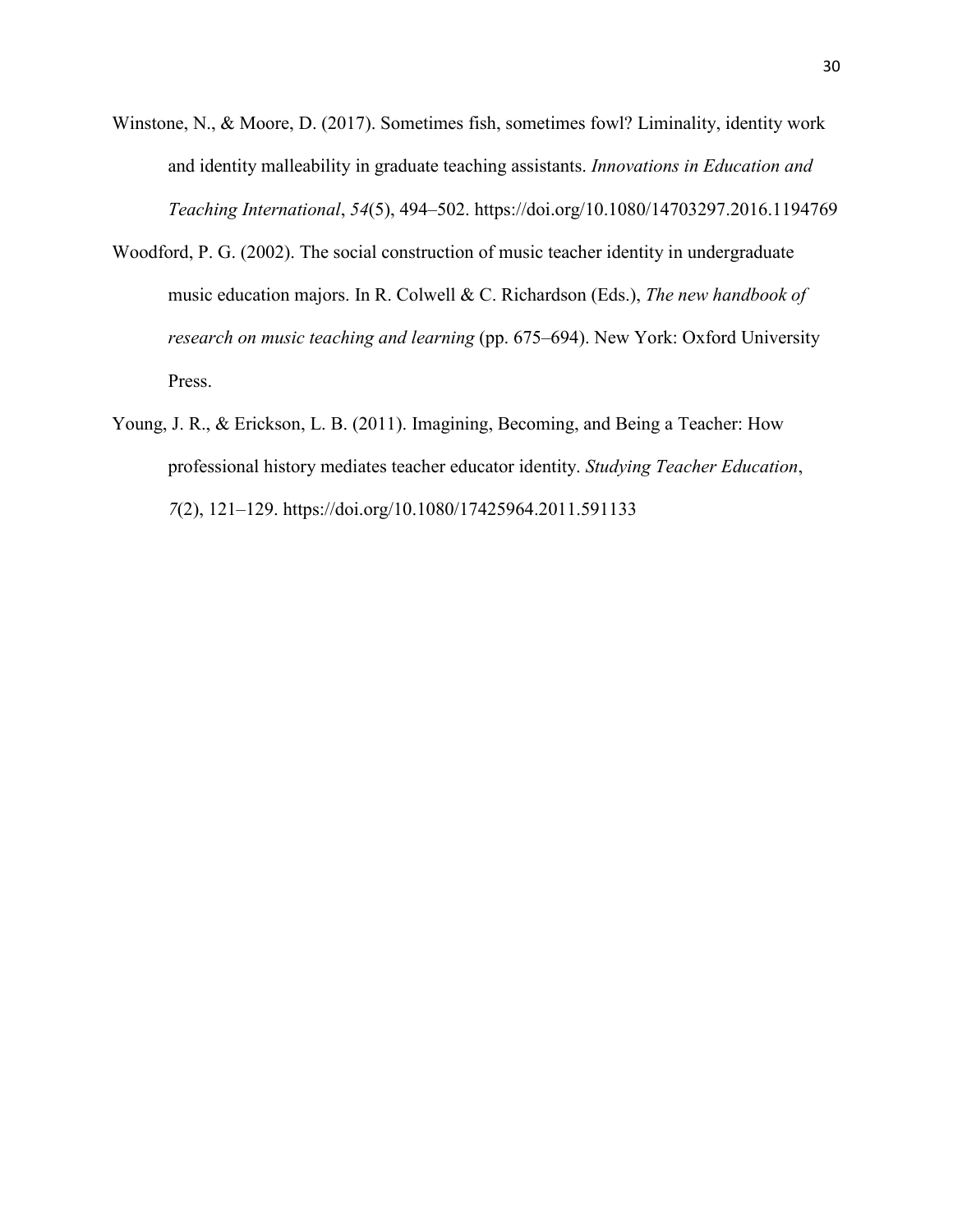Winstone, N., & Moore, D. (2017). Sometimes fish, sometimes fowl? Liminality, identity work and identity malleability in graduate teaching assistants. *Innovations in Education and Teaching International*, *54*(5), 494–502. https://doi.org/10.1080/14703297.2016.1194769

Woodford, P. G. (2002). The social construction of music teacher identity in undergraduate music education majors. In R. Colwell & C. Richardson (Eds.), *The new handbook of research on music teaching and learning* (pp. 675–694). New York: Oxford University Press.

Young, J. R., & Erickson, L. B. (2011). Imagining, Becoming, and Being a Teacher: How professional history mediates teacher educator identity. *Studying Teacher Education*, *7*(2), 121–129. https://doi.org/10.1080/17425964.2011.591133